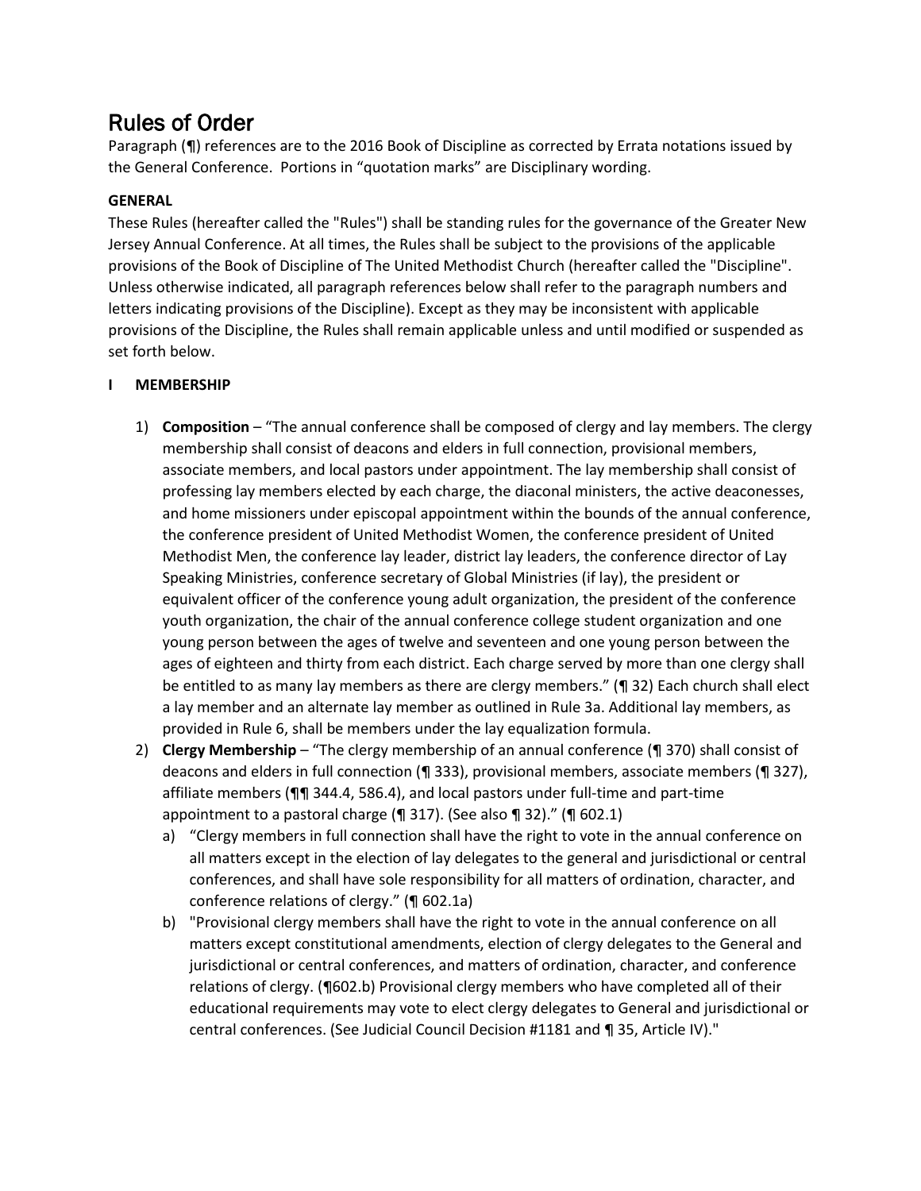# Rules of Order

Paragraph (¶) references are to the 2016 Book of Discipline as corrected by Errata notations issued by the General Conference. Portions in "quotation marks" are Disciplinary wording.

**GENERAL**

These Rules (hereafter called the "Rules") shall be standing rules for the governance of the Greater New Jersey Annual Conference. At all times, the Rules shall be subject to the provisions of the applicable provisions of the Book of Discipline of The United Methodist Church (hereafter called the "Discipline". Unless otherwise indicated, all paragraph references below shall refer to the paragraph numbers and letters indicating provisions of the Discipline). Except as they may be inconsistent with applicable provisions of the Discipline, the Rules shall remain applicable unless and until modified or suspended as set forth below.

## I MEMBERSHIP

1) **Composition** – "The annual conference shall be composed of clergy and lay members. The clergy membership shall consist of deacons and elders in full connection, provisional members, associate members, and local pastors under appointment. The lay membership shall consist of professing lay members elected by each charge, the diaconal ministers, the active deaconesses, and home missioners under episcopal appointment within the bounds of the annual conference, the conference president of United Methodist Women, the conference president of United Methodist Men, the conference lay leader, district lay leaders, the conference director of Lay Speaking Ministries, conference secretary of Global Ministries (if lay), the president or equivalent officer of the conference young adult organization, the president of the conference youth organization, the chair of the annual conference college student organization and one young person between the ages of twelve and seventeen and one young person between the ages of eighteen and thirty from each district. Each charge served by more than one clergy shall be entitled to as many lay members as there are clergy members." (¶ 32) Each church shall elect a lay member and an alternate lay member as outlined in Rule 3a. Additional lay members, as provided in Rule 6, shall be members under the lay equalization formula.
2) **Clergy Membership** – "The clergy membership of an annual conference (¶ 370) shall consist of deacons and elders in full connection (¶ 333), provisional members, associate members (¶ 327), affiliate members (¶¶ 344.4, 586.4), and local pastors under full-time and part-time appointment to a pastoral charge (¶ 317). (See also ¶ 32)." (¶ 602.1)
   a) "Clergy members in full connection shall have the right to vote in the annual conference on all matters except in the election of lay delegates to the general and jurisdictional or central conferences, and shall have sole responsibility for all matters of ordination, character, and conference relations of clergy." (¶ 602.1a)
   b) "Provisional clergy members shall have the right to vote in the annual conference on all matters except constitutional amendments, election of clergy delegates to the General and jurisdictional or central conferences, and matters of ordination, character, and conference relations of clergy. (¶602.b) Provisional clergy members who have completed all of their educational requirements may vote to elect clergy delegates to General and jurisdictional or central conferences. (See Judicial Council Decision #1181 and ¶ 35, Article IV)."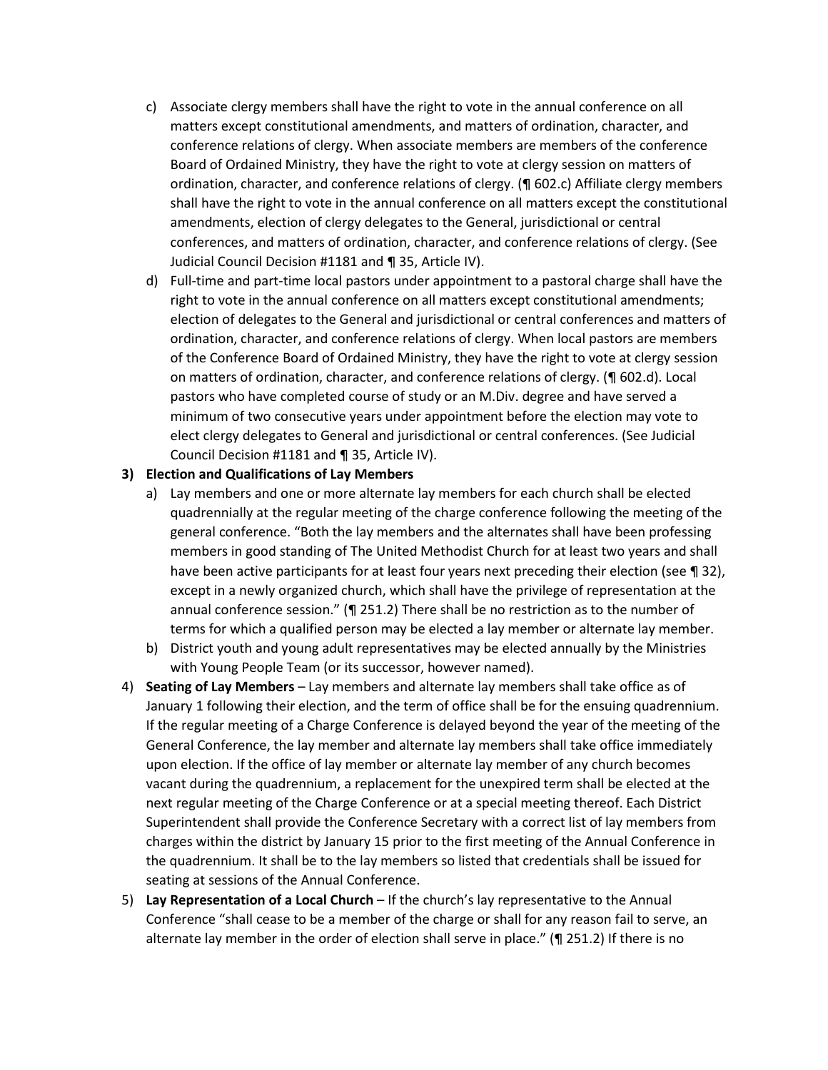c) Associate clergy members shall have the right to vote in the annual conference on all matters except constitutional amendments, and matters of ordination, character, and conference relations of clergy. When associate members are members of the conference Board of Ordained Ministry, they have the right to vote at clergy session on matters of ordination, character, and conference relations of clergy. (¶ 602.c) Affiliate clergy members shall have the right to vote in the annual conference on all matters except the constitutional amendments, election of clergy delegates to the General, jurisdictional or central conferences, and matters of ordination, character, and conference relations of clergy. (See Judicial Council Decision #1181 and ¶ 35, Article IV).

d) Full-time and part-time local pastors under appointment to a pastoral charge shall have the right to vote in the annual conference on all matters except constitutional amendments; election of delegates to the General and jurisdictional or central conferences and matters of ordination, character, and conference relations of clergy. When local pastors are members of the Conference Board of Ordained Ministry, they have the right to vote at clergy session on matters of ordination, character, and conference relations of clergy. (¶ 602.d). Local pastors who have completed course of study or an M.Div. degree and have served a minimum of two consecutive years under appointment before the election may vote to elect clergy delegates to General and jurisdictional or central conferences. (See Judicial Council Decision #1181 and ¶ 35, Article IV).

3) **Election and Qualifications of Lay Members**

a) Lay members and one or more alternate lay members for each church shall be elected quadrennially at the regular meeting of the charge conference following the meeting of the general conference. "Both the lay members and the alternates shall have been professing members in good standing of The United Methodist Church for at least two years and shall have been active participants for at least four years next preceding their election (see ¶ 32), except in a newly organized church, which shall have the privilege of representation at the annual conference session." (¶ 251.2) There shall be no restriction as to the number of terms for which a qualified person may be elected a lay member or alternate lay member.

b) District youth and young adult representatives may be elected annually by the Ministries with Young People Team (or its successor, however named).

4) **Seating of Lay Members** – Lay members and alternate lay members shall take office as of January 1 following their election, and the term of office shall be for the ensuing quadrennium. If the regular meeting of a Charge Conference is delayed beyond the year of the meeting of the General Conference, the lay member and alternate lay members shall take office immediately upon election. If the office of lay member or alternate lay member of any church becomes vacant during the quadrennium, a replacement for the unexpired term shall be elected at the next regular meeting of the Charge Conference or at a special meeting thereof. Each District Superintendent shall provide the Conference Secretary with a correct list of lay members from charges within the district by January 15 prior to the first meeting of the Annual Conference in the quadrennium. It shall be to the lay members so listed that credentials shall be issued for seating at sessions of the Annual Conference.

5) **Lay Representation of a Local Church** – If the church's lay representative to the Annual Conference "shall cease to be a member of the charge or shall for any reason fail to serve, an alternate lay member in the order of election shall serve in place." (¶ 251.2) If there is no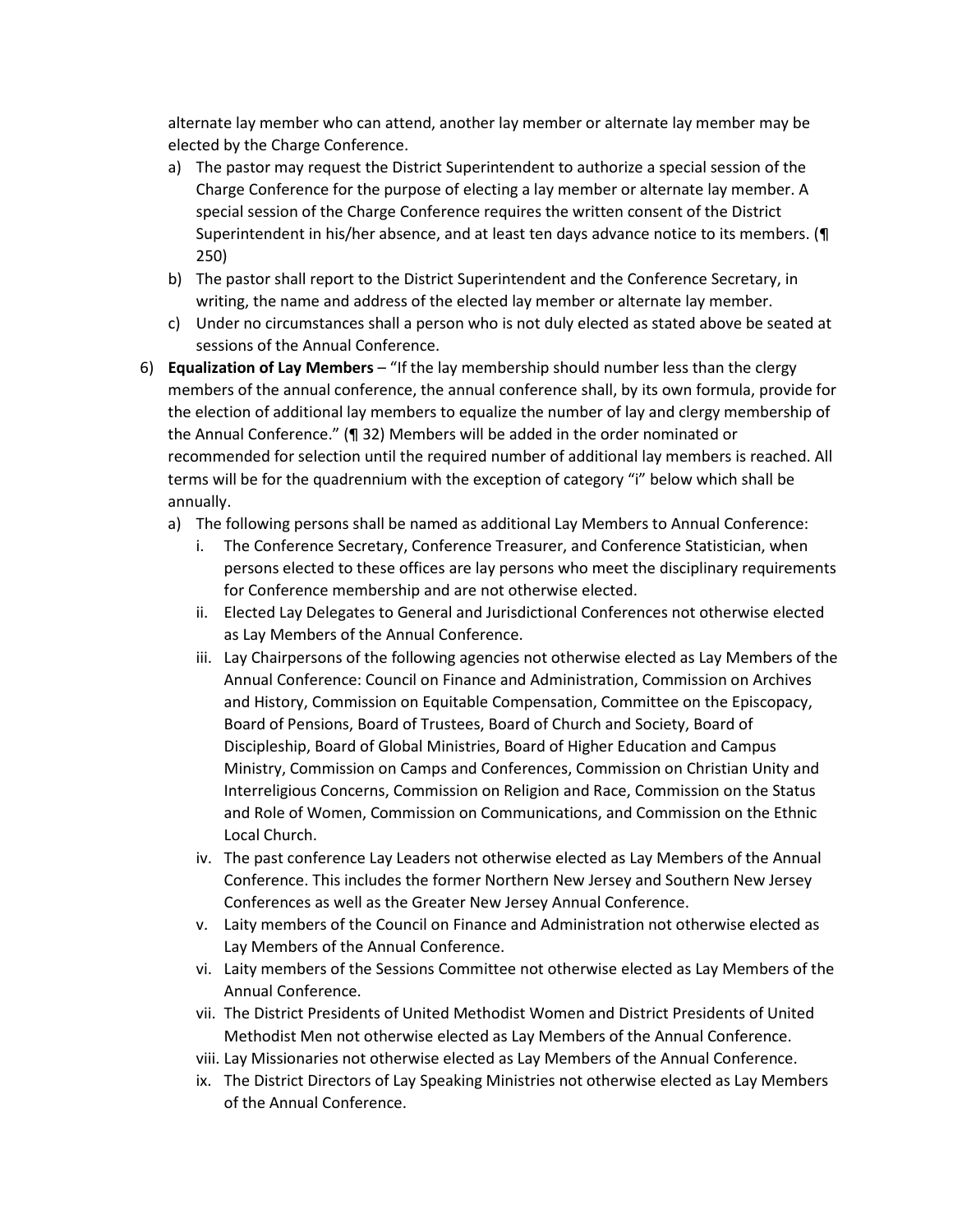alternate lay member who can attend, another lay member or alternate lay member may be elected by the Charge Conference.

a) The pastor may request the District Superintendent to authorize a special session of the Charge Conference for the purpose of electing a lay member or alternate lay member. A special session of the Charge Conference requires the written consent of the District Superintendent in his/her absence, and at least ten days advance notice to its members. (¶ 250)
b) The pastor shall report to the District Superintendent and the Conference Secretary, in writing, the name and address of the elected lay member or alternate lay member.
c) Under no circumstances shall a person who is not duly elected as stated above be seated at sessions of the Annual Conference.

6) **Equalization of Lay Members** – "If the lay membership should number less than the clergy members of the annual conference, the annual conference shall, by its own formula, provide for the election of additional lay members to equalize the number of lay and clergy membership of the Annual Conference." (¶ 32) Members will be added in the order nominated or recommended for selection until the required number of additional lay members is reached. All terms will be for the quadrennium with the exception of category "i" below which shall be annually.
   a) The following persons shall be named as additional Lay Members to Annual Conference:
      i. The Conference Secretary, Conference Treasurer, and Conference Statistician, when persons elected to these offices are lay persons who meet the disciplinary requirements for Conference membership and are not otherwise elected.
      ii. Elected Lay Delegates to General and Jurisdictional Conferences not otherwise elected as Lay Members of the Annual Conference.
      iii. Lay Chairpersons of the following agencies not otherwise elected as Lay Members of the Annual Conference: Council on Finance and Administration, Commission on Archives and History, Commission on Equitable Compensation, Committee on the Episcopacy, Board of Pensions, Board of Trustees, Board of Church and Society, Board of Discipleship, Board of Global Ministries, Board of Higher Education and Campus Ministry, Commission on Camps and Conferences, Commission on Christian Unity and Interreligious Concerns, Commission on Religion and Race, Commission on the Status and Role of Women, Commission on Communications, and Commission on the Ethnic Local Church.
      iv. The past conference Lay Leaders not otherwise elected as Lay Members of the Annual Conference. This includes the former Northern New Jersey and Southern New Jersey Conferences as well as the Greater New Jersey Annual Conference.
      v. Laity members of the Council on Finance and Administration not otherwise elected as Lay Members of the Annual Conference.
      vi. Laity members of the Sessions Committee not otherwise elected as Lay Members of the Annual Conference.
      vii. The District Presidents of United Methodist Women and District Presidents of United Methodist Men not otherwise elected as Lay Members of the Annual Conference.
      viii. Lay Missionaries not otherwise elected as Lay Members of the Annual Conference.
      ix. The District Directors of Lay Speaking Ministries not otherwise elected as Lay Members of the Annual Conference.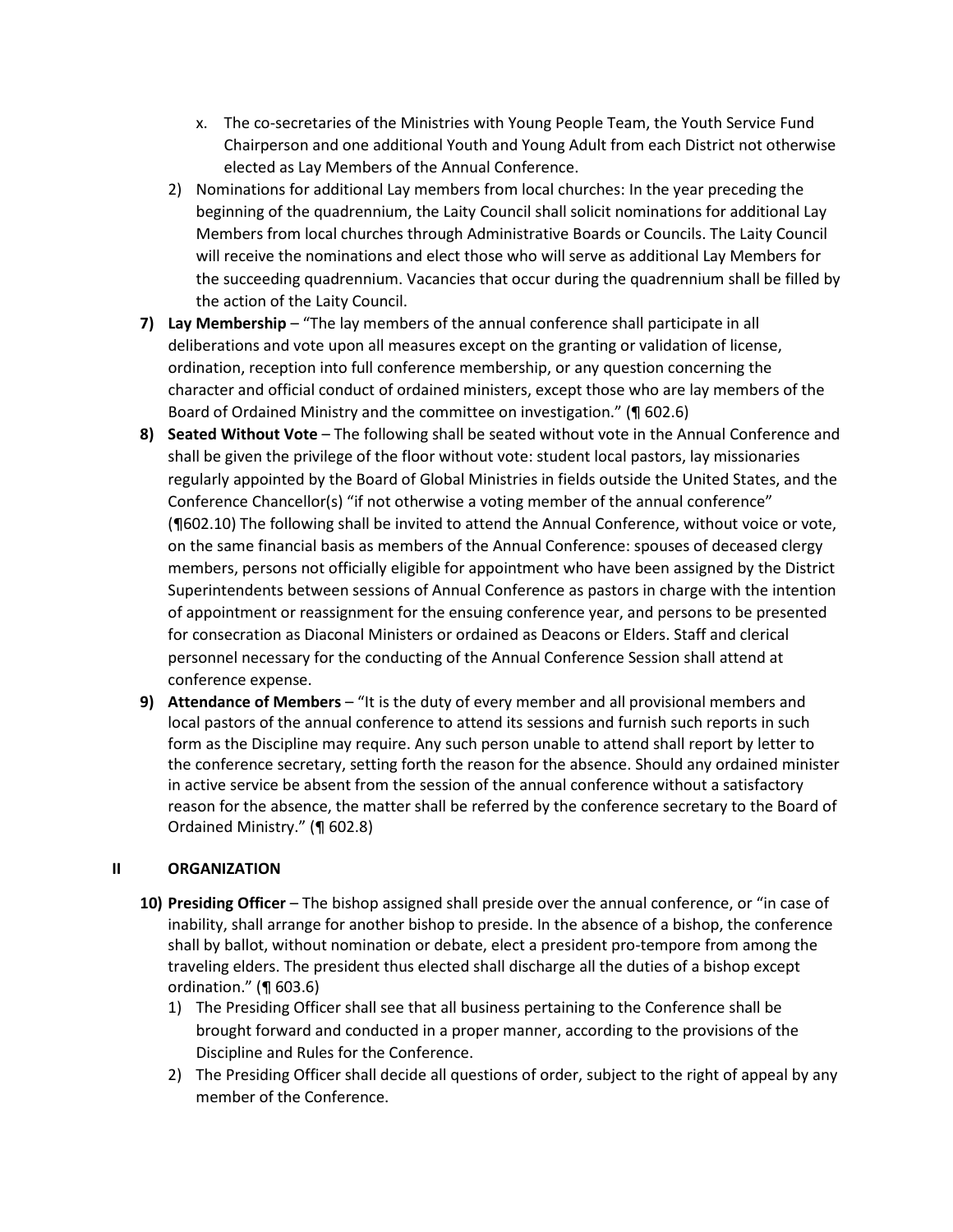x. The co-secretaries of the Ministries with Young People Team, the Youth Service Fund Chairperson and one additional Youth and Young Adult from each District not otherwise elected as Lay Members of the Annual Conference.

2) Nominations for additional Lay members from local churches: In the year preceding the beginning of the quadrennium, the Laity Council shall solicit nominations for additional Lay Members from local churches through Administrative Boards or Councils. The Laity Council will receive the nominations and elect those who will serve as additional Lay Members for the succeeding quadrennium. Vacancies that occur during the quadrennium shall be filled by the action of the Laity Council.

**7) Lay Membership** – "The lay members of the annual conference shall participate in all deliberations and vote upon all measures except on the granting or validation of license, ordination, reception into full conference membership, or any question concerning the character and official conduct of ordained ministers, except those who are lay members of the Board of Ordained Ministry and the committee on investigation." (¶ 602.6)

**8) Seated Without Vote** – The following shall be seated without vote in the Annual Conference and shall be given the privilege of the floor without vote: student local pastors, lay missionaries regularly appointed by the Board of Global Ministries in fields outside the United States, and the Conference Chancellor(s) "if not otherwise a voting member of the annual conference" (¶602.10) The following shall be invited to attend the Annual Conference, without voice or vote, on the same financial basis as members of the Annual Conference: spouses of deceased clergy members, persons not officially eligible for appointment who have been assigned by the District Superintendents between sessions of Annual Conference as pastors in charge with the intention of appointment or reassignment for the ensuing conference year, and persons to be presented for consecration as Diaconal Ministers or ordained as Deacons or Elders. Staff and clerical personnel necessary for the conducting of the Annual Conference Session shall attend at conference expense.

**9) Attendance of Members** – "It is the duty of every member and all provisional members and local pastors of the annual conference to attend its sessions and furnish such reports in such form as the Discipline may require. Any such person unable to attend shall report by letter to the conference secretary, setting forth the reason for the absence. Should any ordained minister in active service be absent from the session of the annual conference without a satisfactory reason for the absence, the matter shall be referred by the conference secretary to the Board of Ordained Ministry." (¶ 602.8)

## II ORGANIZATION

**10) Presiding Officer** – The bishop assigned shall preside over the annual conference, or "in case of inability, shall arrange for another bishop to preside. In the absence of a bishop, the conference shall by ballot, without nomination or debate, elect a president pro-tempore from among the traveling elders. The president thus elected shall discharge all the duties of a bishop except ordination." (¶ 603.6)

1) The Presiding Officer shall see that all business pertaining to the Conference shall be brought forward and conducted in a proper manner, according to the provisions of the Discipline and Rules for the Conference.
2) The Presiding Officer shall decide all questions of order, subject to the right of appeal by any member of the Conference.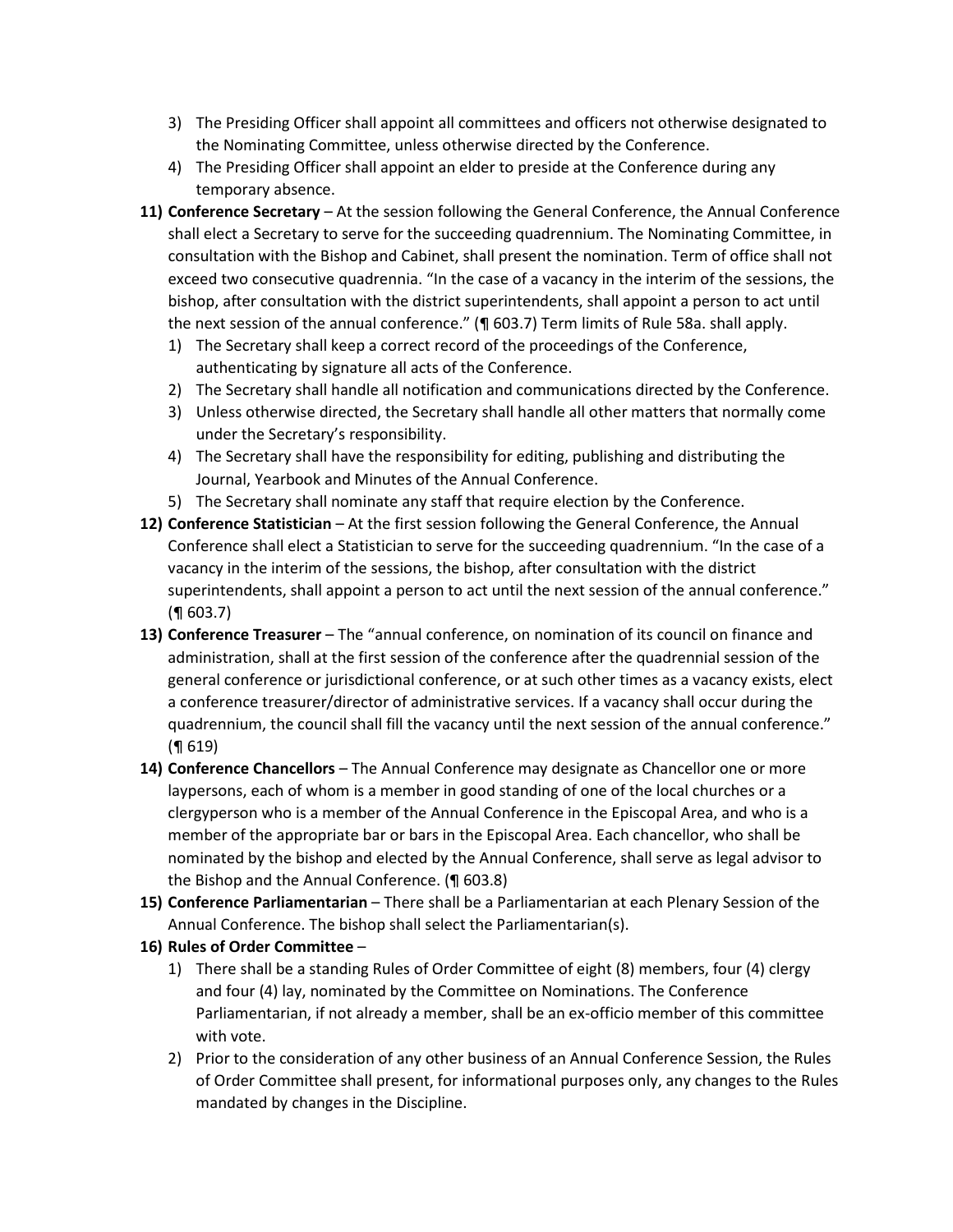3) The Presiding Officer shall appoint all committees and officers not otherwise designated to the Nominating Committee, unless otherwise directed by the Conference.
4) The Presiding Officer shall appoint an elder to preside at the Conference during any temporary absence.

**11) Conference Secretary** – At the session following the General Conference, the Annual Conference shall elect a Secretary to serve for the succeeding quadrennium. The Nominating Committee, in consultation with the Bishop and Cabinet, shall present the nomination. Term of office shall not exceed two consecutive quadrennia. "In the case of a vacancy in the interim of the sessions, the bishop, after consultation with the district superintendents, shall appoint a person to act until the next session of the annual conference." (¶ 603.7) Term limits of Rule 58a. shall apply.

1) The Secretary shall keep a correct record of the proceedings of the Conference, authenticating by signature all acts of the Conference.
2) The Secretary shall handle all notification and communications directed by the Conference.
3) Unless otherwise directed, the Secretary shall handle all other matters that normally come under the Secretary's responsibility.
4) The Secretary shall have the responsibility for editing, publishing and distributing the Journal, Yearbook and Minutes of the Annual Conference.
5) The Secretary shall nominate any staff that require election by the Conference.

**12) Conference Statistician** – At the first session following the General Conference, the Annual Conference shall elect a Statistician to serve for the succeeding quadrennium. "In the case of a vacancy in the interim of the sessions, the bishop, after consultation with the district superintendents, shall appoint a person to act until the next session of the annual conference." (¶ 603.7)

**13) Conference Treasurer** – The "annual conference, on nomination of its council on finance and administration, shall at the first session of the conference after the quadrennial session of the general conference or jurisdictional conference, or at such other times as a vacancy exists, elect a conference treasurer/director of administrative services. If a vacancy shall occur during the quadrennium, the council shall fill the vacancy until the next session of the annual conference." (¶ 619)

**14) Conference Chancellors** – The Annual Conference may designate as Chancellor one or more laypersons, each of whom is a member in good standing of one of the local churches or a clergyperson who is a member of the Annual Conference in the Episcopal Area, and who is a member of the appropriate bar or bars in the Episcopal Area. Each chancellor, who shall be nominated by the bishop and elected by the Annual Conference, shall serve as legal advisor to the Bishop and the Annual Conference. (¶ 603.8)

**15) Conference Parliamentarian** – There shall be a Parliamentarian at each Plenary Session of the Annual Conference. The bishop shall select the Parliamentarian(s).

**16) Rules of Order Committee** –

1) There shall be a standing Rules of Order Committee of eight (8) members, four (4) clergy and four (4) lay, nominated by the Committee on Nominations. The Conference Parliamentarian, if not already a member, shall be an ex-officio member of this committee with vote.
2) Prior to the consideration of any other business of an Annual Conference Session, the Rules of Order Committee shall present, for informational purposes only, any changes to the Rules mandated by changes in the Discipline.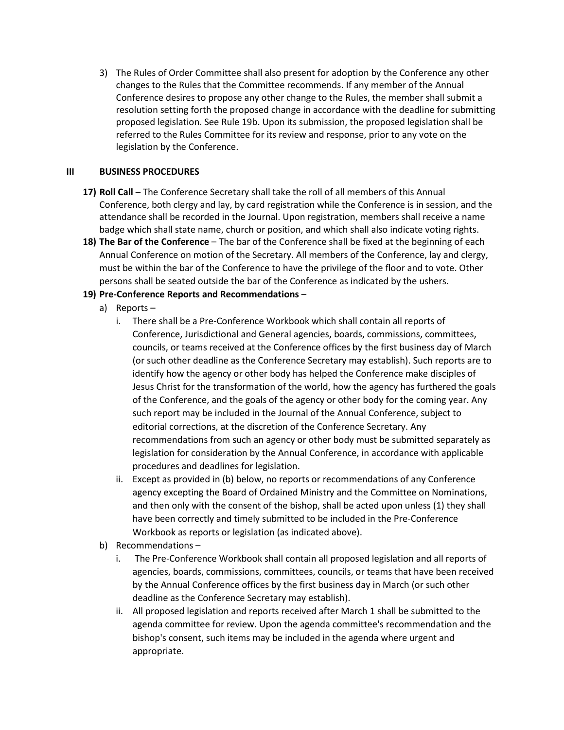3) The Rules of Order Committee shall also present for adoption by the Conference any other changes to the Rules that the Committee recommends. If any member of the Annual Conference desires to propose any other change to the Rules, the member shall submit a resolution setting forth the proposed change in accordance with the deadline for submitting proposed legislation. See Rule 19b. Upon its submission, the proposed legislation shall be referred to the Rules Committee for its review and response, prior to any vote on the legislation by the Conference.

## III BUSINESS PROCEDURES

17) **Roll Call** – The Conference Secretary shall take the roll of all members of this Annual Conference, both clergy and lay, by card registration while the Conference is in session, and the attendance shall be recorded in the Journal. Upon registration, members shall receive a name badge which shall state name, church or position, and which shall also indicate voting rights.

18) **The Bar of the Conference** – The bar of the Conference shall be fixed at the beginning of each Annual Conference on motion of the Secretary. All members of the Conference, lay and clergy, must be within the bar of the Conference to have the privilege of the floor and to vote. Other persons shall be seated outside the bar of the Conference as indicated by the ushers.

19) **Pre-Conference Reports and Recommendations** –
   a) Reports –
      i. There shall be a Pre-Conference Workbook which shall contain all reports of Conference, Jurisdictional and General agencies, boards, commissions, committees, councils, or teams received at the Conference offices by the first business day of March (or such other deadline as the Conference Secretary may establish). Such reports are to identify how the agency or other body has helped the Conference make disciples of Jesus Christ for the transformation of the world, how the agency has furthered the goals of the Conference, and the goals of the agency or other body for the coming year. Any such report may be included in the Journal of the Annual Conference, subject to editorial corrections, at the discretion of the Conference Secretary. Any recommendations from such an agency or other body must be submitted separately as legislation for consideration by the Annual Conference, in accordance with applicable procedures and deadlines for legislation.
      ii. Except as provided in (b) below, no reports or recommendations of any Conference agency excepting the Board of Ordained Ministry and the Committee on Nominations, and then only with the consent of the bishop, shall be acted upon unless (1) they shall have been correctly and timely submitted to be included in the Pre-Conference Workbook as reports or legislation (as indicated above).
   b) Recommendations –
      i. The Pre-Conference Workbook shall contain all proposed legislation and all reports of agencies, boards, commissions, committees, councils, or teams that have been received by the Annual Conference offices by the first business day in March (or such other deadline as the Conference Secretary may establish).
      ii. All proposed legislation and reports received after March 1 shall be submitted to the agenda committee for review. Upon the agenda committee's recommendation and the bishop's consent, such items may be included in the agenda where urgent and appropriate.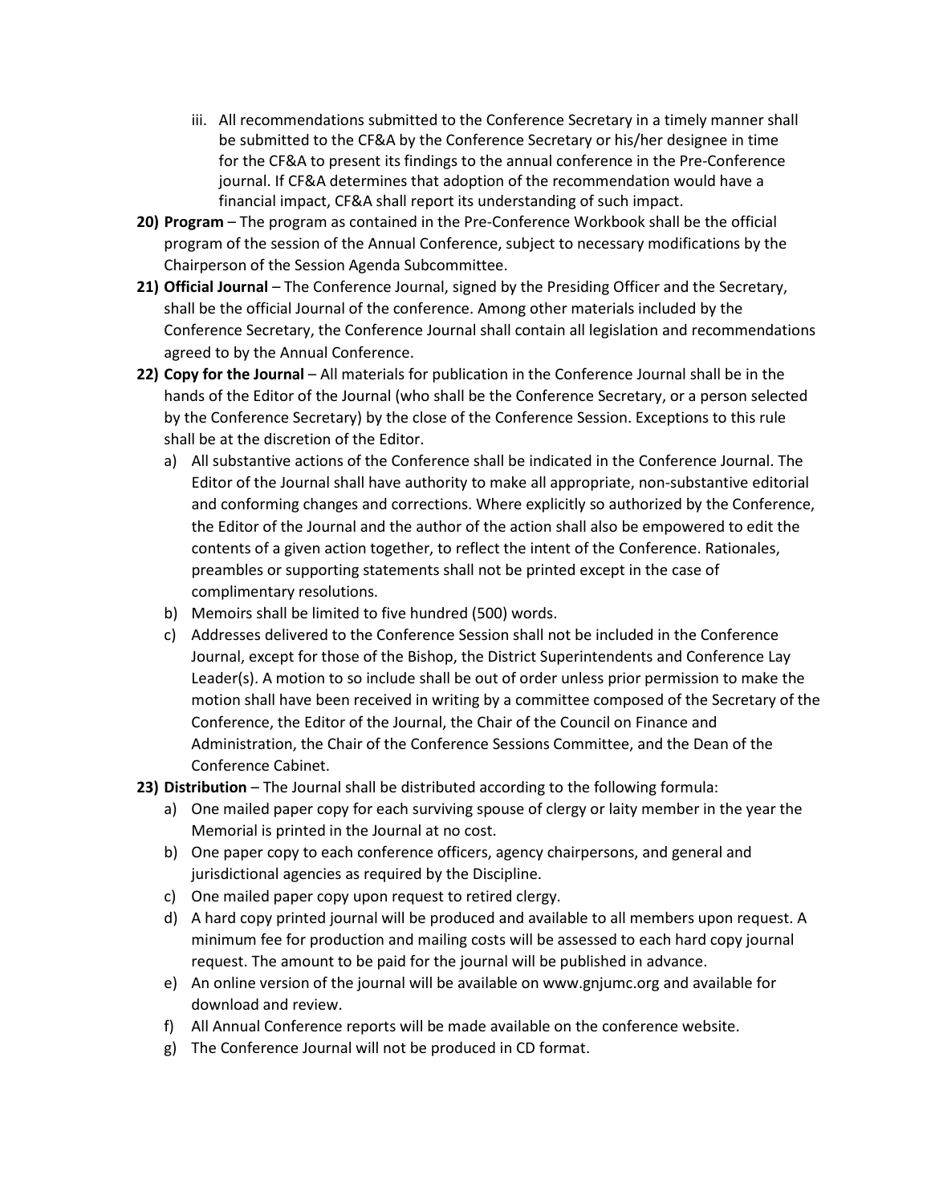iii. All recommendations submitted to the Conference Secretary in a timely manner shall be submitted to the CF&A by the Conference Secretary or his/her designee in time for the CF&A to present its findings to the annual conference in the Pre-Conference journal. If CF&A determines that adoption of the recommendation would have a financial impact, CF&A shall report its understanding of such impact.

20) **Program** – The program as contained in the Pre-Conference Workbook shall be the official program of the session of the Annual Conference, subject to necessary modifications by the Chairperson of the Session Agenda Subcommittee.

21) **Official Journal** – The Conference Journal, signed by the Presiding Officer and the Secretary, shall be the official Journal of the conference. Among other materials included by the Conference Secretary, the Conference Journal shall contain all legislation and recommendations agreed to by the Annual Conference.

22) **Copy for the Journal** – All materials for publication in the Conference Journal shall be in the hands of the Editor of the Journal (who shall be the Conference Secretary, or a person selected by the Conference Secretary) by the close of the Conference Session. Exceptions to this rule shall be at the discretion of the Editor.
   a) All substantive actions of the Conference shall be indicated in the Conference Journal. The Editor of the Journal shall have authority to make all appropriate, non-substantive editorial and conforming changes and corrections. Where explicitly so authorized by the Conference, the Editor of the Journal and the author of the action shall also be empowered to edit the contents of a given action together, to reflect the intent of the Conference. Rationales, preambles or supporting statements shall not be printed except in the case of complimentary resolutions.
   b) Memoirs shall be limited to five hundred (500) words.
   c) Addresses delivered to the Conference Session shall not be included in the Conference Journal, except for those of the Bishop, the District Superintendents and Conference Lay Leader(s). A motion to so include shall be out of order unless prior permission to make the motion shall have been received in writing by a committee composed of the Secretary of the Conference, the Editor of the Journal, the Chair of the Council on Finance and Administration, the Chair of the Conference Sessions Committee, and the Dean of the Conference Cabinet.

23) **Distribution** – The Journal shall be distributed according to the following formula:
   a) One mailed paper copy for each surviving spouse of clergy or laity member in the year the Memorial is printed in the Journal at no cost.
   b) One paper copy to each conference officers, agency chairpersons, and general and jurisdictional agencies as required by the Discipline.
   c) One mailed paper copy upon request to retired clergy.
   d) A hard copy printed journal will be produced and available to all members upon request. A minimum fee for production and mailing costs will be assessed to each hard copy journal request. The amount to be paid for the journal will be published in advance.
   e) An online version of the journal will be available on www.gnjumc.org and available for download and review.
   f) All Annual Conference reports will be made available on the conference website.
   g) The Conference Journal will not be produced in CD format.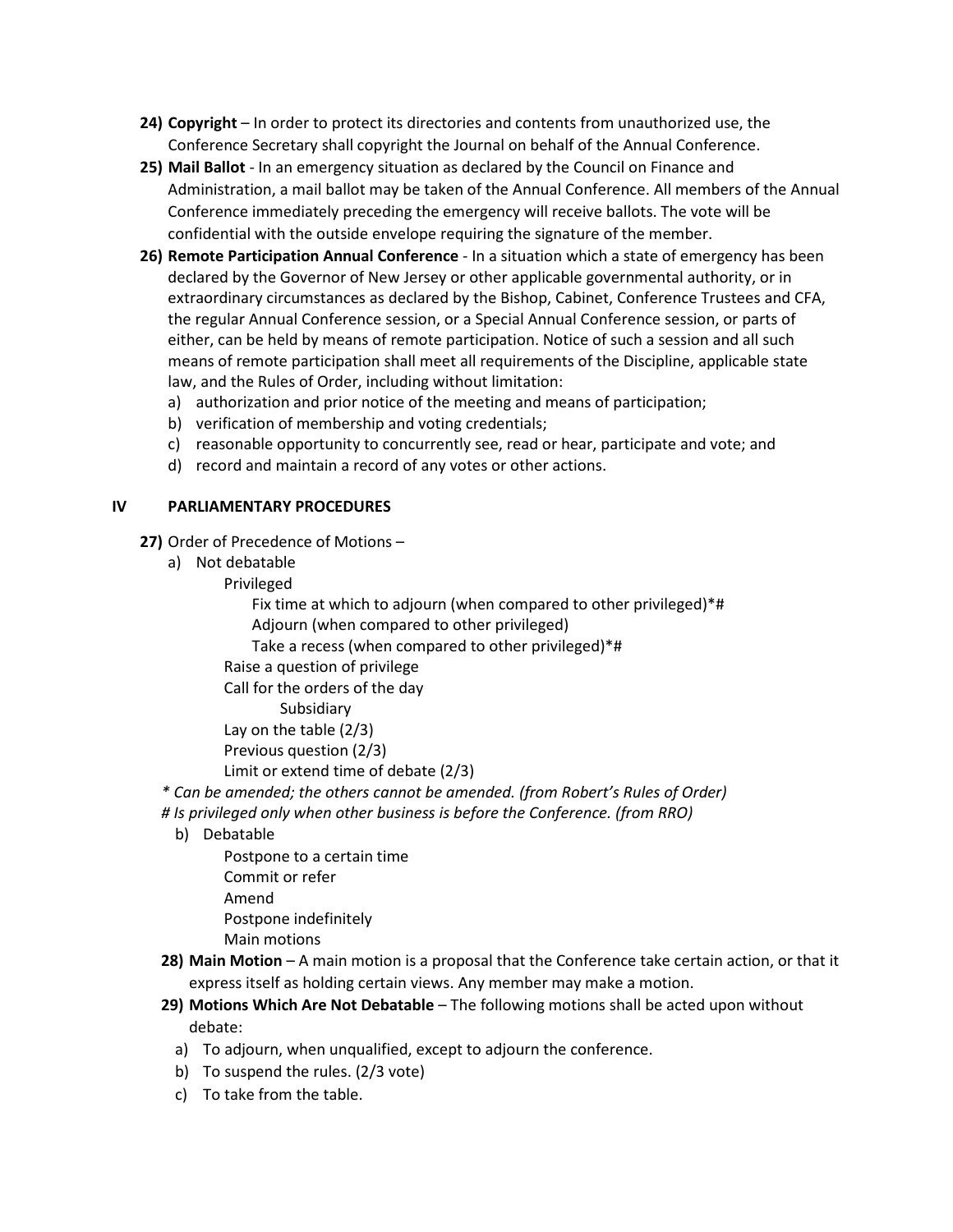24) **Copyright** – In order to protect its directories and contents from unauthorized use, the Conference Secretary shall copyright the Journal on behalf of the Annual Conference.

25) **Mail Ballot** - In an emergency situation as declared by the Council on Finance and Administration, a mail ballot may be taken of the Annual Conference. All members of the Annual Conference immediately preceding the emergency will receive ballots. The vote will be confidential with the outside envelope requiring the signature of the member.

26) **Remote Participation Annual Conference** - In a situation which a state of emergency has been declared by the Governor of New Jersey or other applicable governmental authority, or in extraordinary circumstances as declared by the Bishop, Cabinet, Conference Trustees and CFA, the regular Annual Conference session, or a Special Annual Conference session, or parts of either, can be held by means of remote participation. Notice of such a session and all such means of remote participation shall meet all requirements of the Discipline, applicable state law, and the Rules of Order, including without limitation:
   a) authorization and prior notice of the meeting and means of participation;
   b) verification of membership and voting credentials;
   c) reasonable opportunity to concurrently see, read or hear, participate and vote; and
   d) record and maintain a record of any votes or other actions.

## IV PARLIAMENTARY PROCEDURES

27) Order of Precedence of Motions –
   a) Not debatable
      - Privileged
         - Fix time at which to adjourn (when compared to other privileged)*#
         - Adjourn (when compared to other privileged)
         - Take a recess (when compared to other privileged)*#
      - Raise a question of privilege
      - Call for the orders of the day
         - Subsidiary
      - Lay on the table (2/3)
      - Previous question (2/3)
      - Limit or extend time of debate (2/3)

   *\* Can be amended; the others cannot be amended. (from Robert's Rules of Order)*
   *# Is privileged only when other business is before the Conference. (from RRO)*

   b) Debatable
      - Postpone to a certain time
      - Commit or refer
      - Amend
      - Postpone indefinitely
      - Main motions

28) **Main Motion** – A main motion is a proposal that the Conference take certain action, or that it express itself as holding certain views. Any member may make a motion.

29) **Motions Which Are Not Debatable** – The following motions shall be acted upon without debate:
   a) To adjourn, when unqualified, except to adjourn the conference.
   b) To suspend the rules. (2/3 vote)
   c) To take from the table.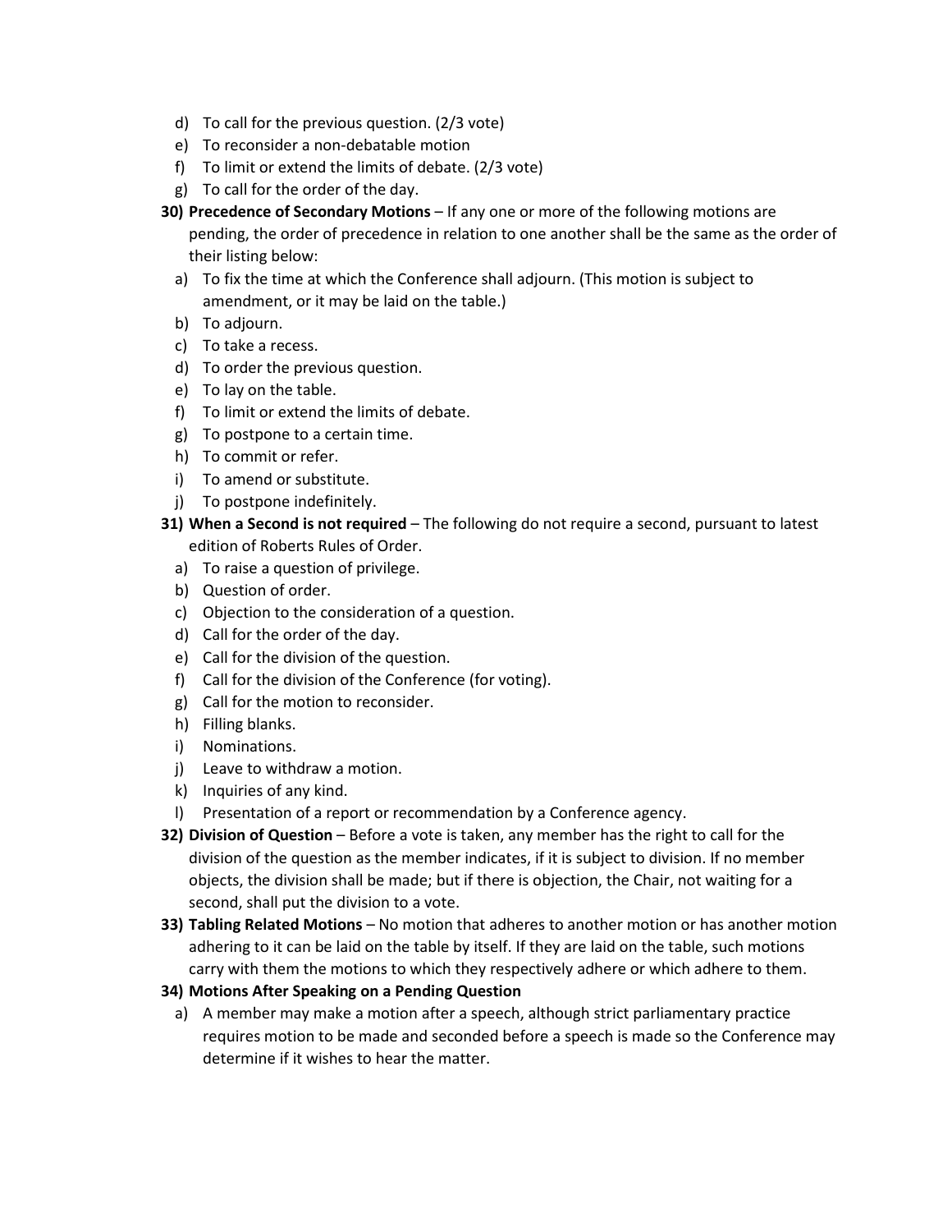d) To call for the previous question. (2/3 vote)
e) To reconsider a non-debatable motion
f) To limit or extend the limits of debate. (2/3 vote)
g) To call for the order of the day.

30) **Precedence of Secondary Motions** – If any one or more of the following motions are pending, the order of precedence in relation to one another shall be the same as the order of their listing below:
   a) To fix the time at which the Conference shall adjourn. (This motion is subject to amendment, or it may be laid on the table.)
   b) To adjourn.
   c) To take a recess.
   d) To order the previous question.
   e) To lay on the table.
   f) To limit or extend the limits of debate.
   g) To postpone to a certain time.
   h) To commit or refer.
   i) To amend or substitute.
   j) To postpone indefinitely.

31) **When a Second is not required** – The following do not require a second, pursuant to latest edition of Roberts Rules of Order.
   a) To raise a question of privilege.
   b) Question of order.
   c) Objection to the consideration of a question.
   d) Call for the order of the day.
   e) Call for the division of the question.
   f) Call for the division of the Conference (for voting).
   g) Call for the motion to reconsider.
   h) Filling blanks.
   i) Nominations.
   j) Leave to withdraw a motion.
   k) Inquiries of any kind.
   l) Presentation of a report or recommendation by a Conference agency.

32) **Division of Question** – Before a vote is taken, any member has the right to call for the division of the question as the member indicates, if it is subject to division. If no member objects, the division shall be made; but if there is objection, the Chair, not waiting for a second, shall put the division to a vote.

33) **Tabling Related Motions** – No motion that adheres to another motion or has another motion adhering to it can be laid on the table by itself. If they are laid on the table, such motions carry with them the motions to which they respectively adhere or which adhere to them.

34) **Motions After Speaking on a Pending Question**
   a) A member may make a motion after a speech, although strict parliamentary practice requires motion to be made and seconded before a speech is made so the Conference may determine if it wishes to hear the matter.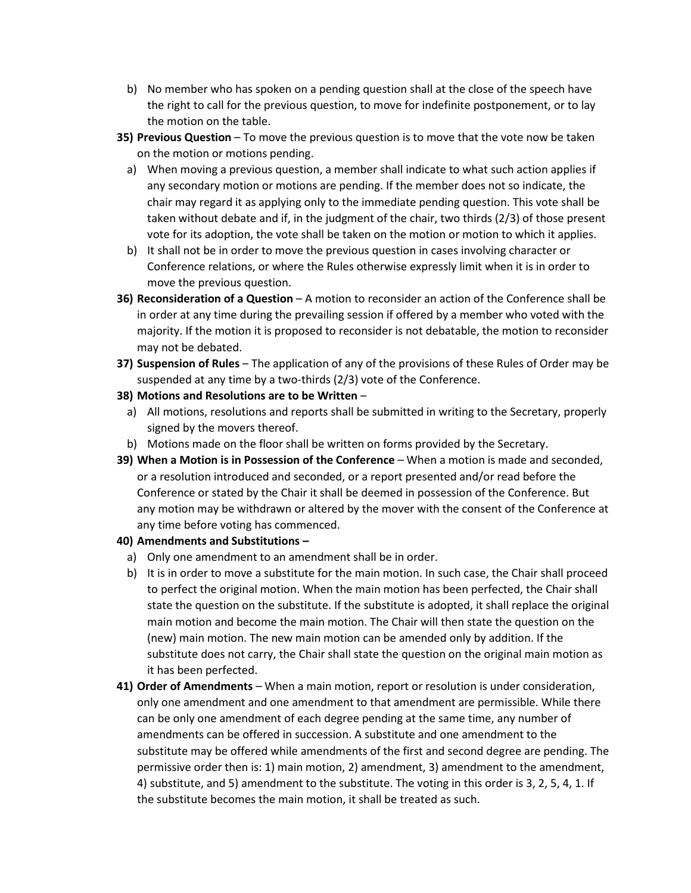b) No member who has spoken on a pending question shall at the close of the speech have the right to call for the previous question, to move for indefinite postponement, or to lay the motion on the table.

**35) Previous Question** – To move the previous question is to move that the vote now be taken on the motion or motions pending.

a) When moving a previous question, a member shall indicate to what such action applies if any secondary motion or motions are pending. If the member does not so indicate, the chair may regard it as applying only to the immediate pending question. This vote shall be taken without debate and if, in the judgment of the chair, two thirds (2/3) of those present vote for its adoption, the vote shall be taken on the motion or motion to which it applies.

b) It shall not be in order to move the previous question in cases involving character or Conference relations, or where the Rules otherwise expressly limit when it is in order to move the previous question.

**36) Reconsideration of a Question** – A motion to reconsider an action of the Conference shall be in order at any time during the prevailing session if offered by a member who voted with the majority. If the motion it is proposed to reconsider is not debatable, the motion to reconsider may not be debated.

**37) Suspension of Rules** – The application of any of the provisions of these Rules of Order may be suspended at any time by a two-thirds (2/3) vote of the Conference.

**38) Motions and Resolutions are to be Written** –

a) All motions, resolutions and reports shall be submitted in writing to the Secretary, properly signed by the movers thereof.

b) Motions made on the floor shall be written on forms provided by the Secretary.

**39) When a Motion is in Possession of the Conference** – When a motion is made and seconded, or a resolution introduced and seconded, or a report presented and/or read before the Conference or stated by the Chair it shall be deemed in possession of the Conference. But any motion may be withdrawn or altered by the mover with the consent of the Conference at any time before voting has commenced.

**40) Amendments and Substitutions –**

a) Only one amendment to an amendment shall be in order.

b) It is in order to move a substitute for the main motion. In such case, the Chair shall proceed to perfect the original motion. When the main motion has been perfected, the Chair shall state the question on the substitute. If the substitute is adopted, it shall replace the original main motion and become the main motion. The Chair will then state the question on the (new) main motion. The new main motion can be amended only by addition. If the substitute does not carry, the Chair shall state the question on the original main motion as it has been perfected.

**41) Order of Amendments** – When a main motion, report or resolution is under consideration, only one amendment and one amendment to that amendment are permissible. While there can be only one amendment of each degree pending at the same time, any number of amendments can be offered in succession. A substitute and one amendment to the substitute may be offered while amendments of the first and second degree are pending. The permissive order then is: 1) main motion, 2) amendment, 3) amendment to the amendment, 4) substitute, and 5) amendment to the substitute. The voting in this order is 3, 2, 5, 4, 1. If the substitute becomes the main motion, it shall be treated as such.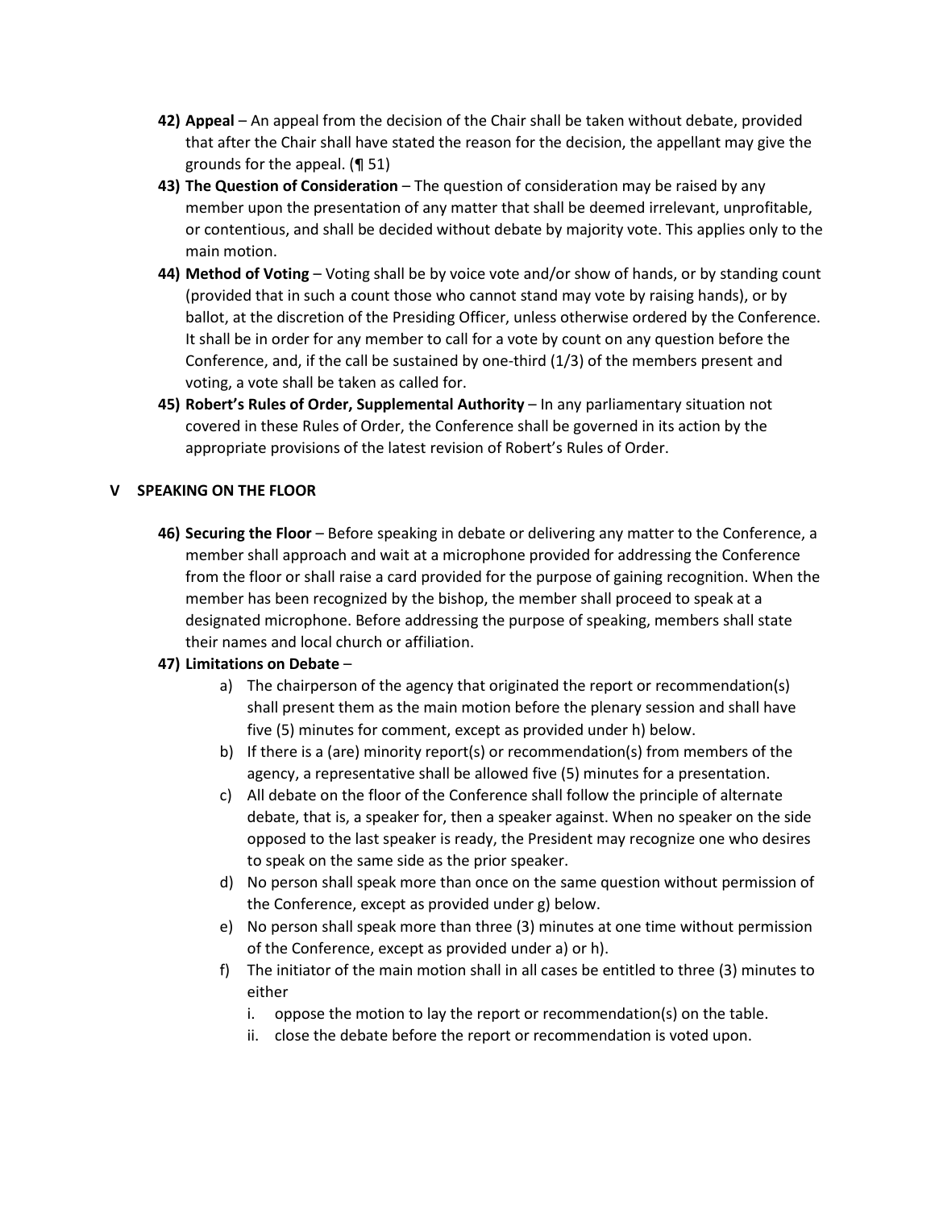42) **Appeal** – An appeal from the decision of the Chair shall be taken without debate, provided that after the Chair shall have stated the reason for the decision, the appellant may give the grounds for the appeal. (¶ 51)

43) **The Question of Consideration** – The question of consideration may be raised by any member upon the presentation of any matter that shall be deemed irrelevant, unprofitable, or contentious, and shall be decided without debate by majority vote. This applies only to the main motion.

44) **Method of Voting** – Voting shall be by voice vote and/or show of hands, or by standing count (provided that in such a count those who cannot stand may vote by raising hands), or by ballot, at the discretion of the Presiding Officer, unless otherwise ordered by the Conference. It shall be in order for any member to call for a vote by count on any question before the Conference, and, if the call be sustained by one-third (1/3) of the members present and voting, a vote shall be taken as called for.

45) **Robert's Rules of Order, Supplemental Authority** – In any parliamentary situation not covered in these Rules of Order, the Conference shall be governed in its action by the appropriate provisions of the latest revision of Robert's Rules of Order.

## V SPEAKING ON THE FLOOR

46) **Securing the Floor** – Before speaking in debate or delivering any matter to the Conference, a member shall approach and wait at a microphone provided for addressing the Conference from the floor or shall raise a card provided for the purpose of gaining recognition. When the member has been recognized by the bishop, the member shall proceed to speak at a designated microphone. Before addressing the purpose of speaking, members shall state their names and local church or affiliation.

47) **Limitations on Debate** –

   a) The chairperson of the agency that originated the report or recommendation(s) shall present them as the main motion before the plenary session and shall have five (5) minutes for comment, except as provided under h) below.

   b) If there is a (are) minority report(s) or recommendation(s) from members of the agency, a representative shall be allowed five (5) minutes for a presentation.

   c) All debate on the floor of the Conference shall follow the principle of alternate debate, that is, a speaker for, then a speaker against. When no speaker on the side opposed to the last speaker is ready, the President may recognize one who desires to speak on the same side as the prior speaker.

   d) No person shall speak more than once on the same question without permission of the Conference, except as provided under g) below.

   e) No person shall speak more than three (3) minutes at one time without permission of the Conference, except as provided under a) or h).

   f) The initiator of the main motion shall in all cases be entitled to three (3) minutes to either

      i. oppose the motion to lay the report or recommendation(s) on the table.

      ii. close the debate before the report or recommendation is voted upon.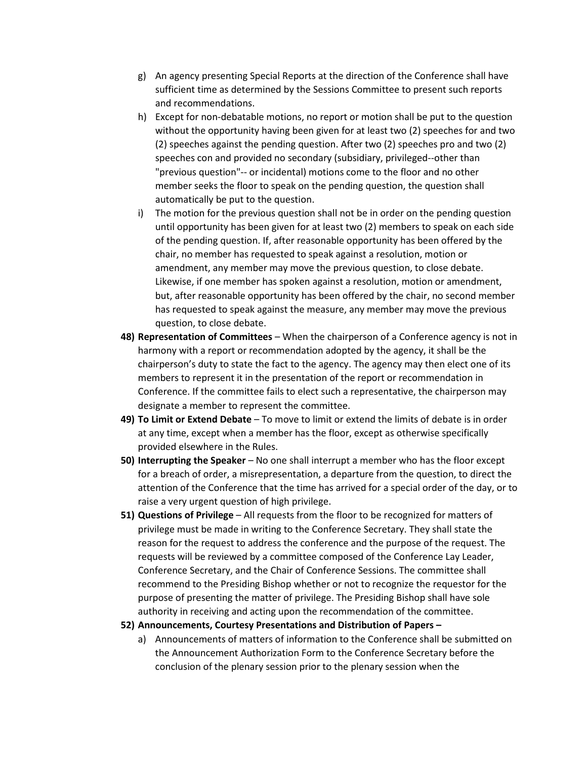g) An agency presenting Special Reports at the direction of the Conference shall have sufficient time as determined by the Sessions Committee to present such reports and recommendations.

h) Except for non-debatable motions, no report or motion shall be put to the question without the opportunity having been given for at least two (2) speeches for and two (2) speeches against the pending question. After two (2) speeches pro and two (2) speeches con and provided no secondary (subsidiary, privileged--other than "previous question"-- or incidental) motions come to the floor and no other member seeks the floor to speak on the pending question, the question shall automatically be put to the question.

i) The motion for the previous question shall not be in order on the pending question until opportunity has been given for at least two (2) members to speak on each side of the pending question. If, after reasonable opportunity has been offered by the chair, no member has requested to speak against a resolution, motion or amendment, any member may move the previous question, to close debate. Likewise, if one member has spoken against a resolution, motion or amendment, but, after reasonable opportunity has been offered by the chair, no second member has requested to speak against the measure, any member may move the previous question, to close debate.

**48) Representation of Committees** – When the chairperson of a Conference agency is not in harmony with a report or recommendation adopted by the agency, it shall be the chairperson's duty to state the fact to the agency. The agency may then elect one of its members to represent it in the presentation of the report or recommendation in Conference. If the committee fails to elect such a representative, the chairperson may designate a member to represent the committee.

**49) To Limit or Extend Debate** – To move to limit or extend the limits of debate is in order at any time, except when a member has the floor, except as otherwise specifically provided elsewhere in the Rules.

**50) Interrupting the Speaker** – No one shall interrupt a member who has the floor except for a breach of order, a misrepresentation, a departure from the question, to direct the attention of the Conference that the time has arrived for a special order of the day, or to raise a very urgent question of high privilege.

**51) Questions of Privilege** – All requests from the floor to be recognized for matters of privilege must be made in writing to the Conference Secretary. They shall state the reason for the request to address the conference and the purpose of the request. The requests will be reviewed by a committee composed of the Conference Lay Leader, Conference Secretary, and the Chair of Conference Sessions. The committee shall recommend to the Presiding Bishop whether or not to recognize the requestor for the purpose of presenting the matter of privilege. The Presiding Bishop shall have sole authority in receiving and acting upon the recommendation of the committee.

**52) Announcements, Courtesy Presentations and Distribution of Papers –**

a) Announcements of matters of information to the Conference shall be submitted on the Announcement Authorization Form to the Conference Secretary before the conclusion of the plenary session prior to the plenary session when the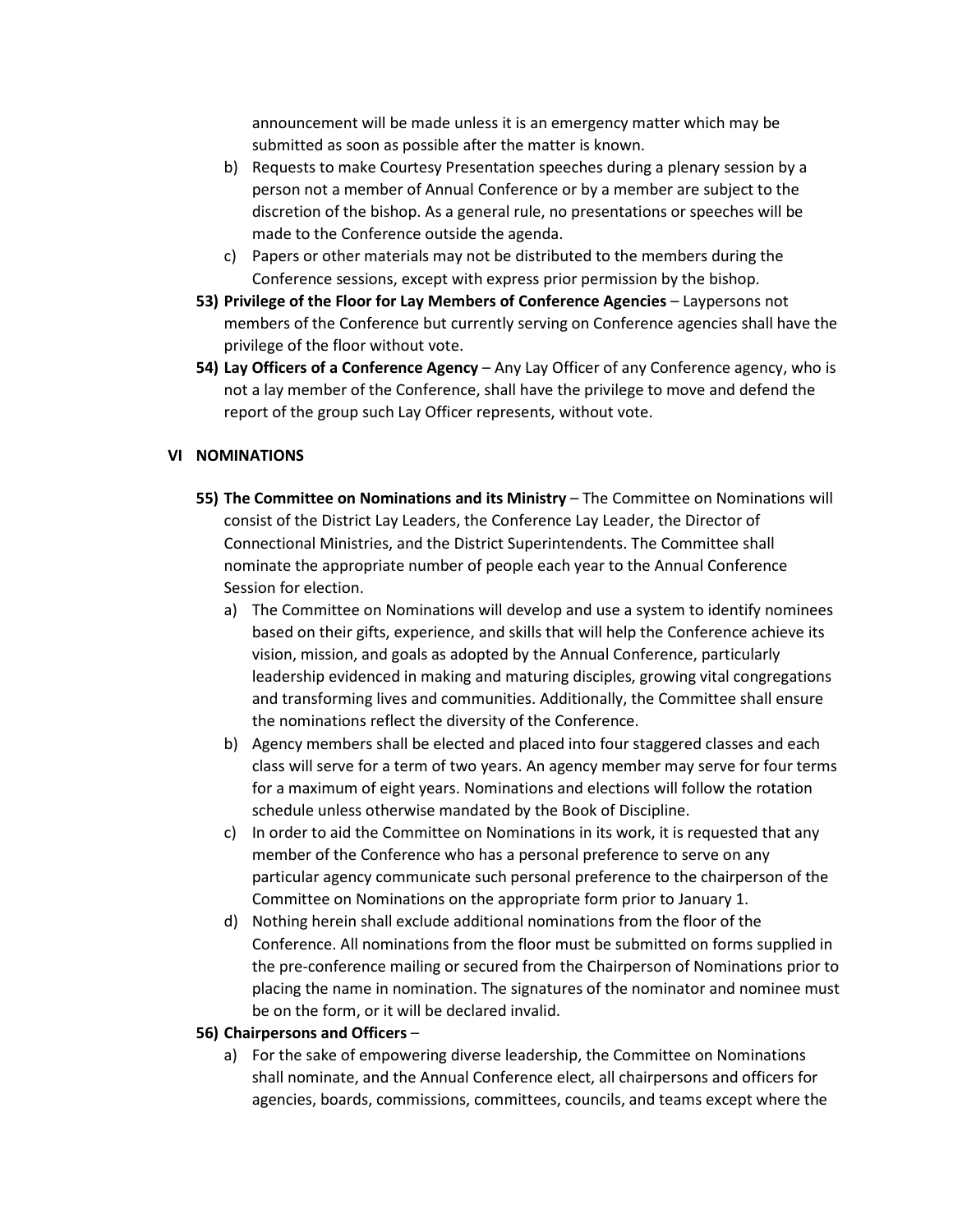announcement will be made unless it is an emergency matter which may be submitted as soon as possible after the matter is known.

b) Requests to make Courtesy Presentation speeches during a plenary session by a person not a member of Annual Conference or by a member are subject to the discretion of the bishop. As a general rule, no presentations or speeches will be made to the Conference outside the agenda.

c) Papers or other materials may not be distributed to the members during the Conference sessions, except with express prior permission by the bishop.

**53) Privilege of the Floor for Lay Members of Conference Agencies** – Laypersons not members of the Conference but currently serving on Conference agencies shall have the privilege of the floor without vote.

**54) Lay Officers of a Conference Agency** – Any Lay Officer of any Conference agency, who is not a lay member of the Conference, shall have the privilege to move and defend the report of the group such Lay Officer represents, without vote.

## VI NOMINATIONS

**55) The Committee on Nominations and its Ministry** – The Committee on Nominations will consist of the District Lay Leaders, the Conference Lay Leader, the Director of Connectional Ministries, and the District Superintendents. The Committee shall nominate the appropriate number of people each year to the Annual Conference Session for election.

a) The Committee on Nominations will develop and use a system to identify nominees based on their gifts, experience, and skills that will help the Conference achieve its vision, mission, and goals as adopted by the Annual Conference, particularly leadership evidenced in making and maturing disciples, growing vital congregations and transforming lives and communities. Additionally, the Committee shall ensure the nominations reflect the diversity of the Conference.

b) Agency members shall be elected and placed into four staggered classes and each class will serve for a term of two years. An agency member may serve for four terms for a maximum of eight years. Nominations and elections will follow the rotation schedule unless otherwise mandated by the Book of Discipline.

c) In order to aid the Committee on Nominations in its work, it is requested that any member of the Conference who has a personal preference to serve on any particular agency communicate such personal preference to the chairperson of the Committee on Nominations on the appropriate form prior to January 1.

d) Nothing herein shall exclude additional nominations from the floor of the Conference. All nominations from the floor must be submitted on forms supplied in the pre-conference mailing or secured from the Chairperson of Nominations prior to placing the name in nomination. The signatures of the nominator and nominee must be on the form, or it will be declared invalid.

**56) Chairpersons and Officers** –

a) For the sake of empowering diverse leadership, the Committee on Nominations shall nominate, and the Annual Conference elect, all chairpersons and officers for agencies, boards, commissions, committees, councils, and teams except where the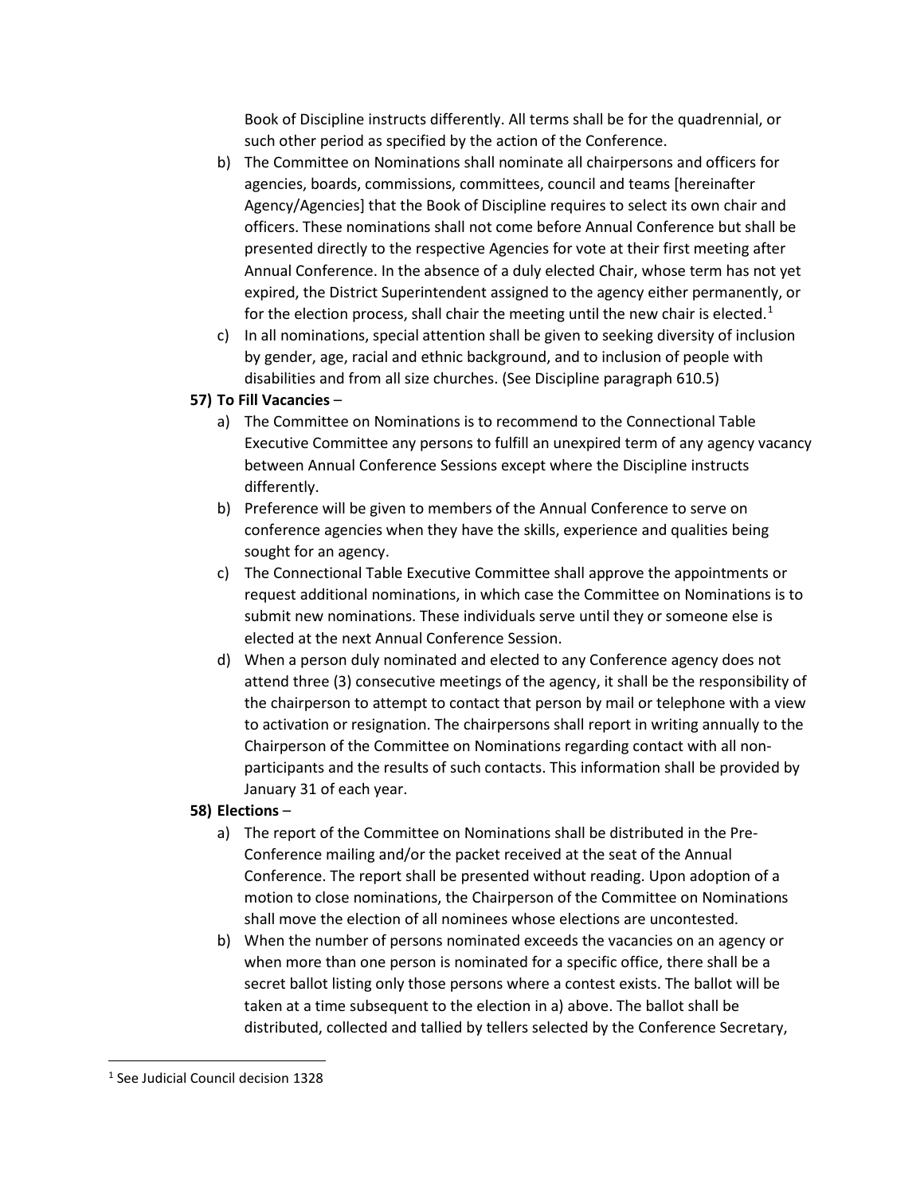Book of Discipline instructs differently. All terms shall be for the quadrennial, or such other period as specified by the action of the Conference.

b) The Committee on Nominations shall nominate all chairpersons and officers for agencies, boards, commissions, committees, council and teams [hereinafter Agency/Agencies] that the Book of Discipline requires to select its own chair and officers. These nominations shall not come before Annual Conference but shall be presented directly to the respective Agencies for vote at their first meeting after Annual Conference. In the absence of a duly elected Chair, whose term has not yet expired, the District Superintendent assigned to the agency either permanently, or for the election process, shall chair the meeting until the new chair is elected.[1]

c) In all nominations, special attention shall be given to seeking diversity of inclusion by gender, age, racial and ethnic background, and to inclusion of people with disabilities and from all size churches. (See Discipline paragraph 610.5)

**57) To Fill Vacancies** –

a) The Committee on Nominations is to recommend to the Connectional Table Executive Committee any persons to fulfill an unexpired term of any agency vacancy between Annual Conference Sessions except where the Discipline instructs differently.

b) Preference will be given to members of the Annual Conference to serve on conference agencies when they have the skills, experience and qualities being sought for an agency.

c) The Connectional Table Executive Committee shall approve the appointments or request additional nominations, in which case the Committee on Nominations is to submit new nominations. These individuals serve until they or someone else is elected at the next Annual Conference Session.

d) When a person duly nominated and elected to any Conference agency does not attend three (3) consecutive meetings of the agency, it shall be the responsibility of the chairperson to attempt to contact that person by mail or telephone with a view to activation or resignation. The chairpersons shall report in writing annually to the Chairperson of the Committee on Nominations regarding contact with all non-participants and the results of such contacts. This information shall be provided by January 31 of each year.

**58) Elections** –

a) The report of the Committee on Nominations shall be distributed in the Pre-Conference mailing and/or the packet received at the seat of the Annual Conference. The report shall be presented without reading. Upon adoption of a motion to close nominations, the Chairperson of the Committee on Nominations shall move the election of all nominees whose elections are uncontested.

b) When the number of persons nominated exceeds the vacancies on an agency or when more than one person is nominated for a specific office, there shall be a secret ballot listing only those persons where a contest exists. The ballot will be taken at a time subsequent to the election in a) above. The ballot shall be distributed, collected and tallied by tellers selected by the Conference Secretary,

[1] See Judicial Council decision 1328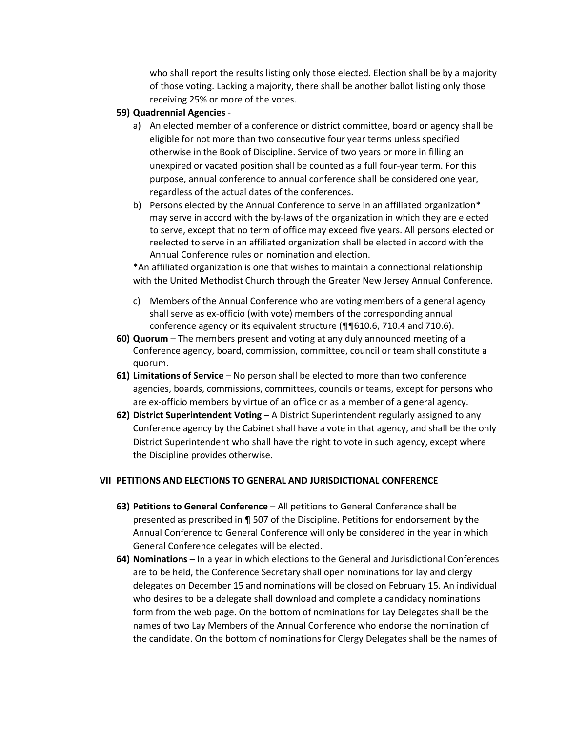who shall report the results listing only those elected. Election shall be by a majority of those voting. Lacking a majority, there shall be another ballot listing only those receiving 25% or more of the votes.

59) **Quadrennial Agencies** -

a) An elected member of a conference or district committee, board or agency shall be eligible for not more than two consecutive four year terms unless specified otherwise in the Book of Discipline. Service of two years or more in filling an unexpired or vacated position shall be counted as a full four-year term. For this purpose, annual conference to annual conference shall be considered one year, regardless of the actual dates of the conferences.

b) Persons elected by the Annual Conference to serve in an affiliated organization* may serve in accord with the by-laws of the organization in which they are elected to serve, except that no term of office may exceed five years. All persons elected or reelected to serve in an affiliated organization shall be elected in accord with the Annual Conference rules on nomination and election.

*An affiliated organization is one that wishes to maintain a connectional relationship with the United Methodist Church through the Greater New Jersey Annual Conference.

c) Members of the Annual Conference who are voting members of a general agency shall serve as ex-officio (with vote) members of the corresponding annual conference agency or its equivalent structure (¶¶610.6, 710.4 and 710.6).

60) **Quorum** – The members present and voting at any duly announced meeting of a Conference agency, board, commission, committee, council or team shall constitute a quorum.

61) **Limitations of Service** – No person shall be elected to more than two conference agencies, boards, commissions, committees, councils or teams, except for persons who are ex-officio members by virtue of an office or as a member of a general agency.

62) **District Superintendent Voting** – A District Superintendent regularly assigned to any Conference agency by the Cabinet shall have a vote in that agency, and shall be the only District Superintendent who shall have the right to vote in such agency, except where the Discipline provides otherwise.

## VII PETITIONS AND ELECTIONS TO GENERAL AND JURISDICTIONAL CONFERENCE

63) **Petitions to General Conference** – All petitions to General Conference shall be presented as prescribed in ¶ 507 of the Discipline. Petitions for endorsement by the Annual Conference to General Conference will only be considered in the year in which General Conference delegates will be elected.

64) **Nominations** – In a year in which elections to the General and Jurisdictional Conferences are to be held, the Conference Secretary shall open nominations for lay and clergy delegates on December 15 and nominations will be closed on February 15. An individual who desires to be a delegate shall download and complete a candidacy nominations form from the web page. On the bottom of nominations for Lay Delegates shall be the names of two Lay Members of the Annual Conference who endorse the nomination of the candidate. On the bottom of nominations for Clergy Delegates shall be the names of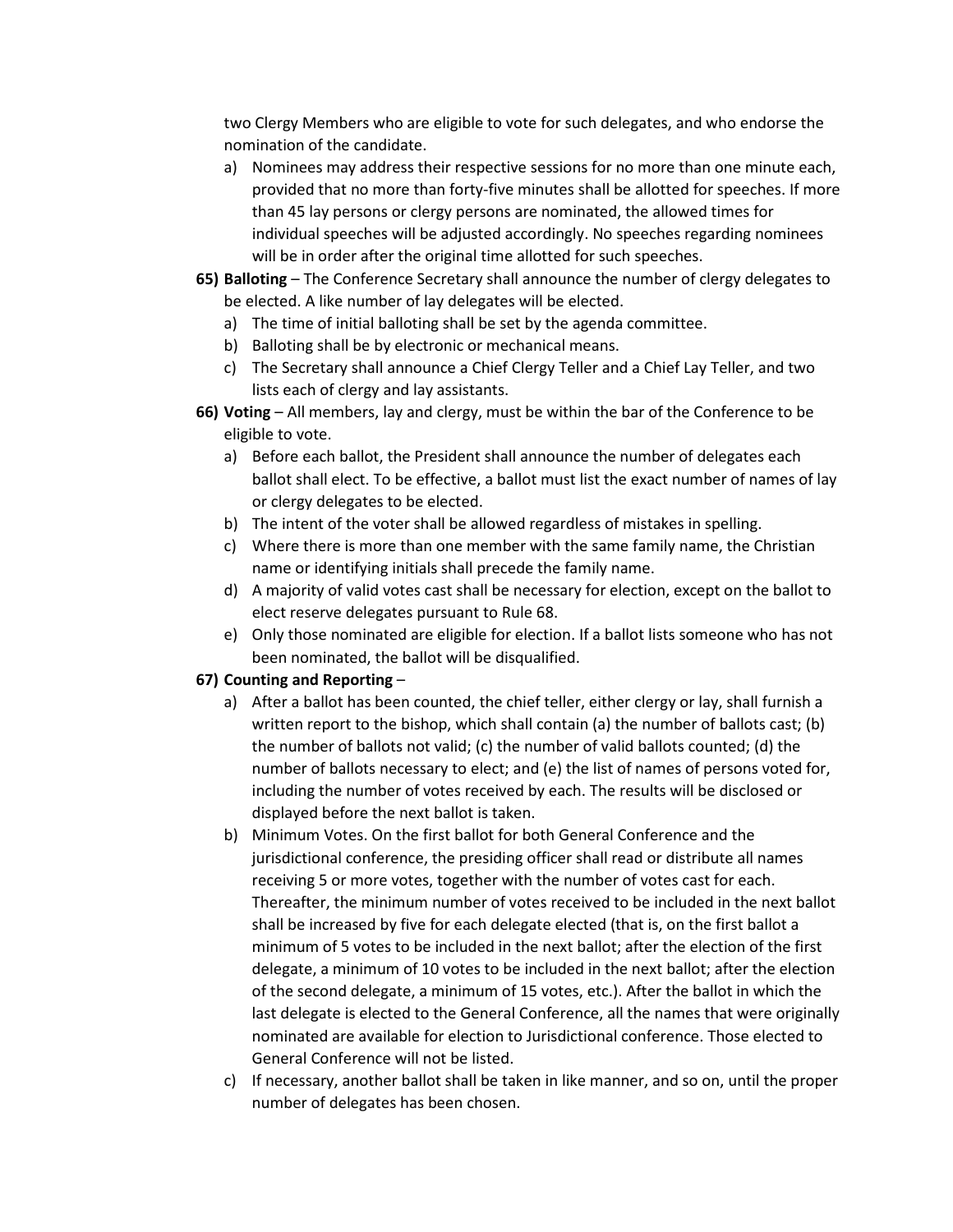two Clergy Members who are eligible to vote for such delegates, and who endorse the nomination of the candidate.

   a) Nominees may address their respective sessions for no more than one minute each, provided that no more than forty-five minutes shall be allotted for speeches. If more than 45 lay persons or clergy persons are nominated, the allowed times for individual speeches will be adjusted accordingly. No speeches regarding nominees will be in order after the original time allotted for such speeches.

65) **Balloting** – The Conference Secretary shall announce the number of clergy delegates to be elected. A like number of lay delegates will be elected.
   a) The time of initial balloting shall be set by the agenda committee.
   b) Balloting shall be by electronic or mechanical means.
   c) The Secretary shall announce a Chief Clergy Teller and a Chief Lay Teller, and two lists each of clergy and lay assistants.

66) **Voting** – All members, lay and clergy, must be within the bar of the Conference to be eligible to vote.
   a) Before each ballot, the President shall announce the number of delegates each ballot shall elect. To be effective, a ballot must list the exact number of names of lay or clergy delegates to be elected.
   b) The intent of the voter shall be allowed regardless of mistakes in spelling.
   c) Where there is more than one member with the same family name, the Christian name or identifying initials shall precede the family name.
   d) A majority of valid votes cast shall be necessary for election, except on the ballot to elect reserve delegates pursuant to Rule 68.
   e) Only those nominated are eligible for election. If a ballot lists someone who has not been nominated, the ballot will be disqualified.

67) **Counting and Reporting** –
   a) After a ballot has been counted, the chief teller, either clergy or lay, shall furnish a written report to the bishop, which shall contain (a) the number of ballots cast; (b) the number of ballots not valid; (c) the number of valid ballots counted; (d) the number of ballots necessary to elect; and (e) the list of names of persons voted for, including the number of votes received by each. The results will be disclosed or displayed before the next ballot is taken.
   b) Minimum Votes. On the first ballot for both General Conference and the jurisdictional conference, the presiding officer shall read or distribute all names receiving 5 or more votes, together with the number of votes cast for each. Thereafter, the minimum number of votes received to be included in the next ballot shall be increased by five for each delegate elected (that is, on the first ballot a minimum of 5 votes to be included in the next ballot; after the election of the first delegate, a minimum of 10 votes to be included in the next ballot; after the election of the second delegate, a minimum of 15 votes, etc.). After the ballot in which the last delegate is elected to the General Conference, all the names that were originally nominated are available for election to Jurisdictional conference. Those elected to General Conference will not be listed.
   c) If necessary, another ballot shall be taken in like manner, and so on, until the proper number of delegates has been chosen.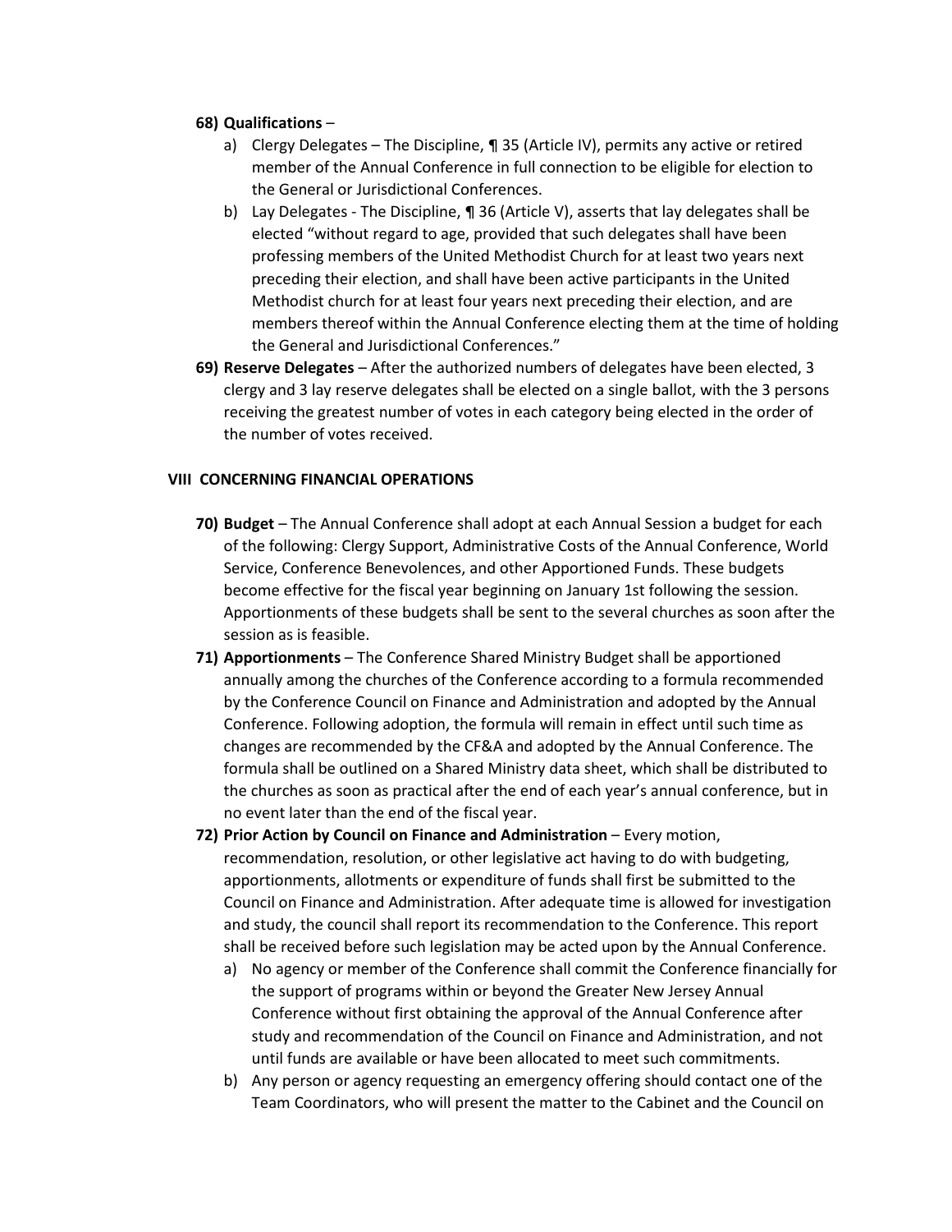**68) Qualifications** –

a) Clergy Delegates – The Discipline, ¶ 35 (Article IV), permits any active or retired member of the Annual Conference in full connection to be eligible for election to the General or Jurisdictional Conferences.

b) Lay Delegates - The Discipline, ¶ 36 (Article V), asserts that lay delegates shall be elected "without regard to age, provided that such delegates shall have been professing members of the United Methodist Church for at least two years next preceding their election, and shall have been active participants in the United Methodist church for at least four years next preceding their election, and are members thereof within the Annual Conference electing them at the time of holding the General and Jurisdictional Conferences."

**69) Reserve Delegates** – After the authorized numbers of delegates have been elected, 3 clergy and 3 lay reserve delegates shall be elected on a single ballot, with the 3 persons receiving the greatest number of votes in each category being elected in the order of the number of votes received.

## VIII CONCERNING FINANCIAL OPERATIONS

**70) Budget** – The Annual Conference shall adopt at each Annual Session a budget for each of the following: Clergy Support, Administrative Costs of the Annual Conference, World Service, Conference Benevolences, and other Apportioned Funds. These budgets become effective for the fiscal year beginning on January 1st following the session. Apportionments of these budgets shall be sent to the several churches as soon after the session as is feasible.

**71) Apportionments** – The Conference Shared Ministry Budget shall be apportioned annually among the churches of the Conference according to a formula recommended by the Conference Council on Finance and Administration and adopted by the Annual Conference. Following adoption, the formula will remain in effect until such time as changes are recommended by the CF&A and adopted by the Annual Conference. The formula shall be outlined on a Shared Ministry data sheet, which shall be distributed to the churches as soon as practical after the end of each year's annual conference, but in no event later than the end of the fiscal year.

**72) Prior Action by Council on Finance and Administration** – Every motion, recommendation, resolution, or other legislative act having to do with budgeting, apportionments, allotments or expenditure of funds shall first be submitted to the Council on Finance and Administration. After adequate time is allowed for investigation and study, the council shall report its recommendation to the Conference. This report shall be received before such legislation may be acted upon by the Annual Conference.

a) No agency or member of the Conference shall commit the Conference financially for the support of programs within or beyond the Greater New Jersey Annual Conference without first obtaining the approval of the Annual Conference after study and recommendation of the Council on Finance and Administration, and not until funds are available or have been allocated to meet such commitments.

b) Any person or agency requesting an emergency offering should contact one of the Team Coordinators, who will present the matter to the Cabinet and the Council on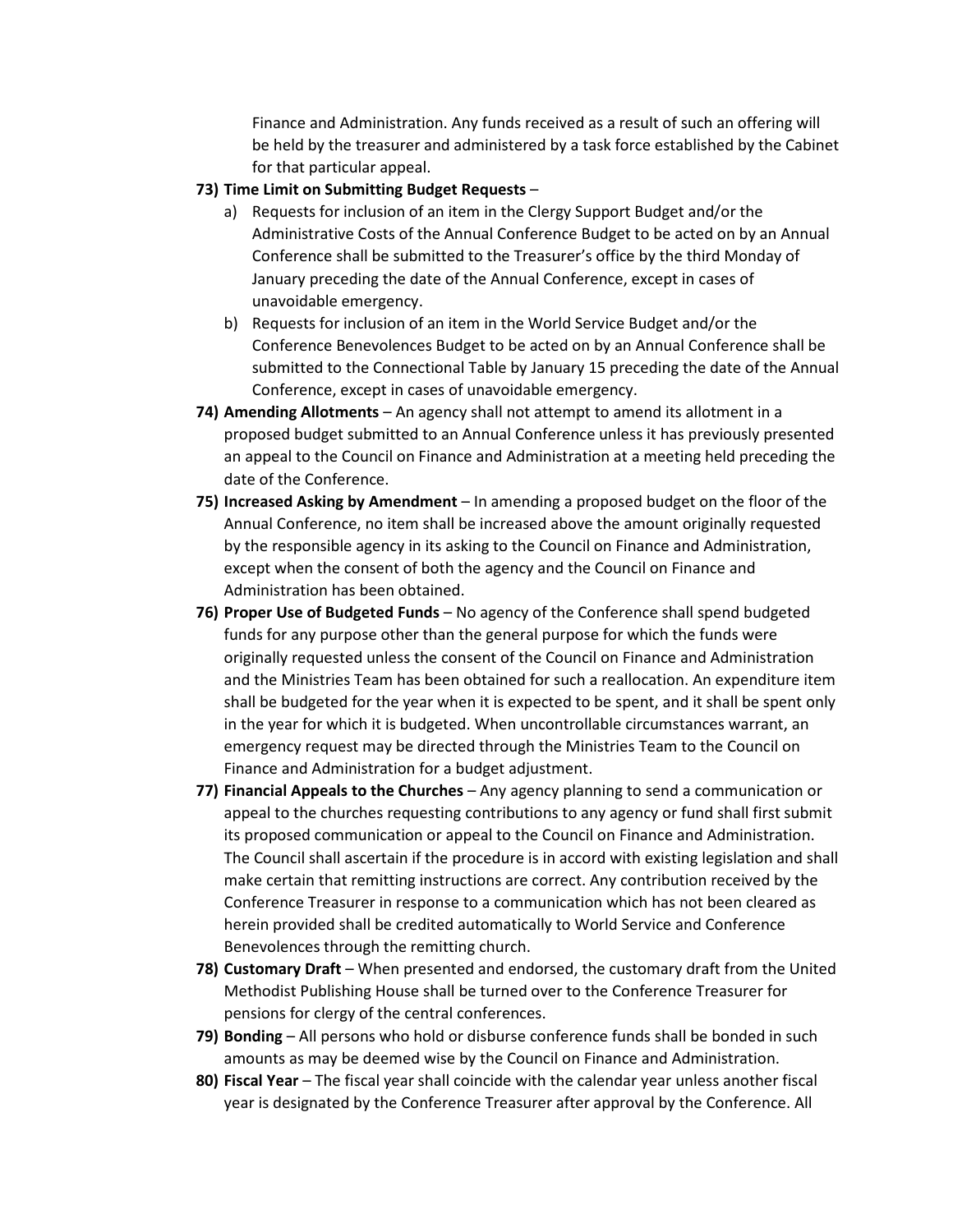Finance and Administration. Any funds received as a result of such an offering will be held by the treasurer and administered by a task force established by the Cabinet for that particular appeal.

73) **Time Limit on Submitting Budget Requests** –
    a) Requests for inclusion of an item in the Clergy Support Budget and/or the Administrative Costs of the Annual Conference Budget to be acted on by an Annual Conference shall be submitted to the Treasurer's office by the third Monday of January preceding the date of the Annual Conference, except in cases of unavoidable emergency.
    b) Requests for inclusion of an item in the World Service Budget and/or the Conference Benevolences Budget to be acted on by an Annual Conference shall be submitted to the Connectional Table by January 15 preceding the date of the Annual Conference, except in cases of unavoidable emergency.

74) **Amending Allotments** – An agency shall not attempt to amend its allotment in a proposed budget submitted to an Annual Conference unless it has previously presented an appeal to the Council on Finance and Administration at a meeting held preceding the date of the Conference.

75) **Increased Asking by Amendment** – In amending a proposed budget on the floor of the Annual Conference, no item shall be increased above the amount originally requested by the responsible agency in its asking to the Council on Finance and Administration, except when the consent of both the agency and the Council on Finance and Administration has been obtained.

76) **Proper Use of Budgeted Funds** – No agency of the Conference shall spend budgeted funds for any purpose other than the general purpose for which the funds were originally requested unless the consent of the Council on Finance and Administration and the Ministries Team has been obtained for such a reallocation. An expenditure item shall be budgeted for the year when it is expected to be spent, and it shall be spent only in the year for which it is budgeted. When uncontrollable circumstances warrant, an emergency request may be directed through the Ministries Team to the Council on Finance and Administration for a budget adjustment.

77) **Financial Appeals to the Churches** – Any agency planning to send a communication or appeal to the churches requesting contributions to any agency or fund shall first submit its proposed communication or appeal to the Council on Finance and Administration. The Council shall ascertain if the procedure is in accord with existing legislation and shall make certain that remitting instructions are correct. Any contribution received by the Conference Treasurer in response to a communication which has not been cleared as herein provided shall be credited automatically to World Service and Conference Benevolences through the remitting church.

78) **Customary Draft** – When presented and endorsed, the customary draft from the United Methodist Publishing House shall be turned over to the Conference Treasurer for pensions for clergy of the central conferences.

79) **Bonding** – All persons who hold or disburse conference funds shall be bonded in such amounts as may be deemed wise by the Council on Finance and Administration.

80) **Fiscal Year** – The fiscal year shall coincide with the calendar year unless another fiscal year is designated by the Conference Treasurer after approval by the Conference. All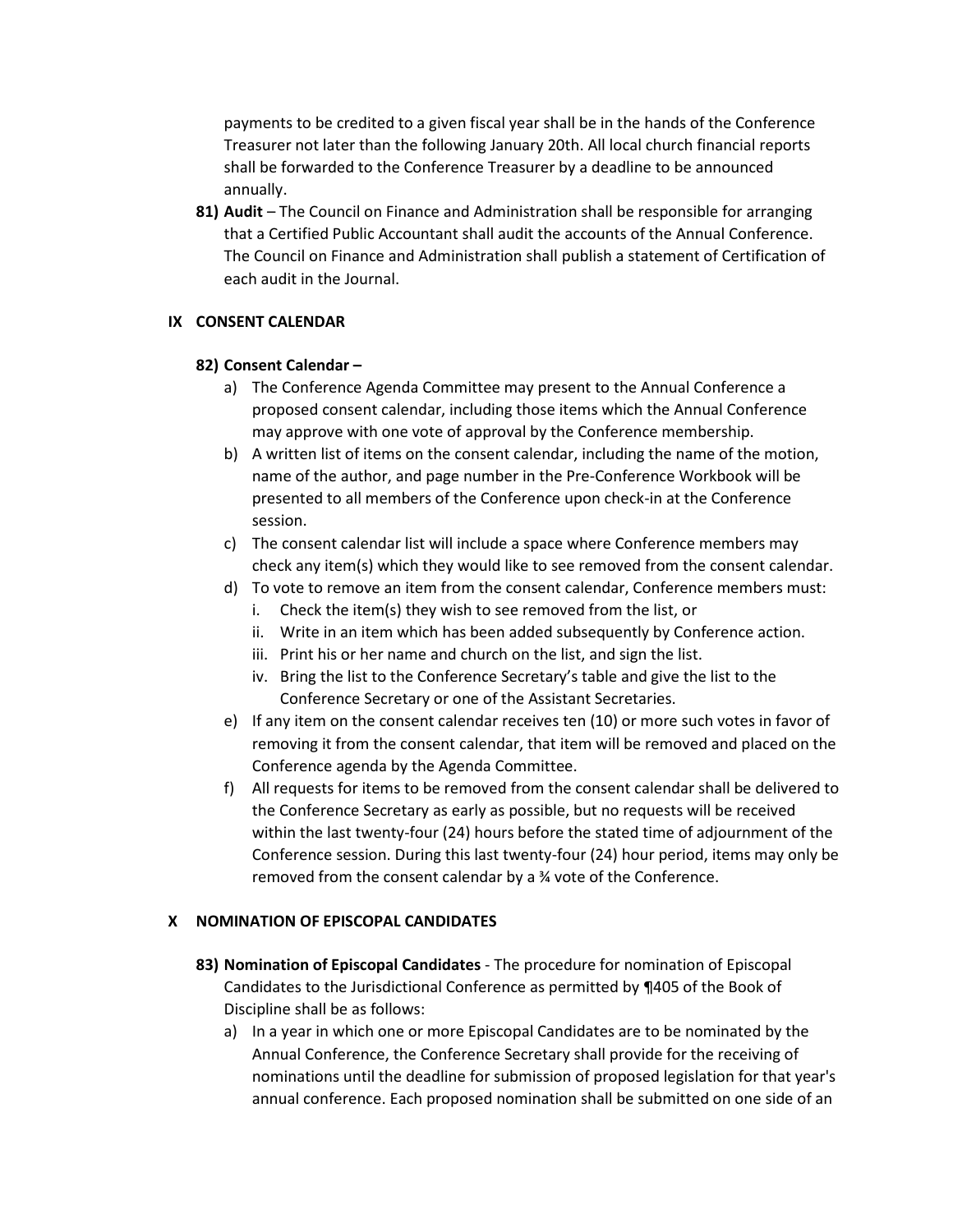payments to be credited to a given fiscal year shall be in the hands of the Conference Treasurer not later than the following January 20th. All local church financial reports shall be forwarded to the Conference Treasurer by a deadline to be announced annually.

81) **Audit** – The Council on Finance and Administration shall be responsible for arranging that a Certified Public Accountant shall audit the accounts of the Annual Conference. The Council on Finance and Administration shall publish a statement of Certification of each audit in the Journal.

## IX CONSENT CALENDAR

82) **Consent Calendar –**

a) The Conference Agenda Committee may present to the Annual Conference a proposed consent calendar, including those items which the Annual Conference may approve with one vote of approval by the Conference membership.

b) A written list of items on the consent calendar, including the name of the motion, name of the author, and page number in the Pre-Conference Workbook will be presented to all members of the Conference upon check-in at the Conference session.

c) The consent calendar list will include a space where Conference members may check any item(s) which they would like to see removed from the consent calendar.

d) To vote to remove an item from the consent calendar, Conference members must:
   i. Check the item(s) they wish to see removed from the list, or
   ii. Write in an item which has been added subsequently by Conference action.
   iii. Print his or her name and church on the list, and sign the list.
   iv. Bring the list to the Conference Secretary's table and give the list to the Conference Secretary or one of the Assistant Secretaries.

e) If any item on the consent calendar receives ten (10) or more such votes in favor of removing it from the consent calendar, that item will be removed and placed on the Conference agenda by the Agenda Committee.

f) All requests for items to be removed from the consent calendar shall be delivered to the Conference Secretary as early as possible, but no requests will be received within the last twenty-four (24) hours before the stated time of adjournment of the Conference session. During this last twenty-four (24) hour period, items may only be removed from the consent calendar by a ¾ vote of the Conference.

## X NOMINATION OF EPISCOPAL CANDIDATES

83) **Nomination of Episcopal Candidates** - The procedure for nomination of Episcopal Candidates to the Jurisdictional Conference as permitted by ¶405 of the Book of Discipline shall be as follows:

a) In a year in which one or more Episcopal Candidates are to be nominated by the Annual Conference, the Conference Secretary shall provide for the receiving of nominations until the deadline for submission of proposed legislation for that year's annual conference. Each proposed nomination shall be submitted on one side of an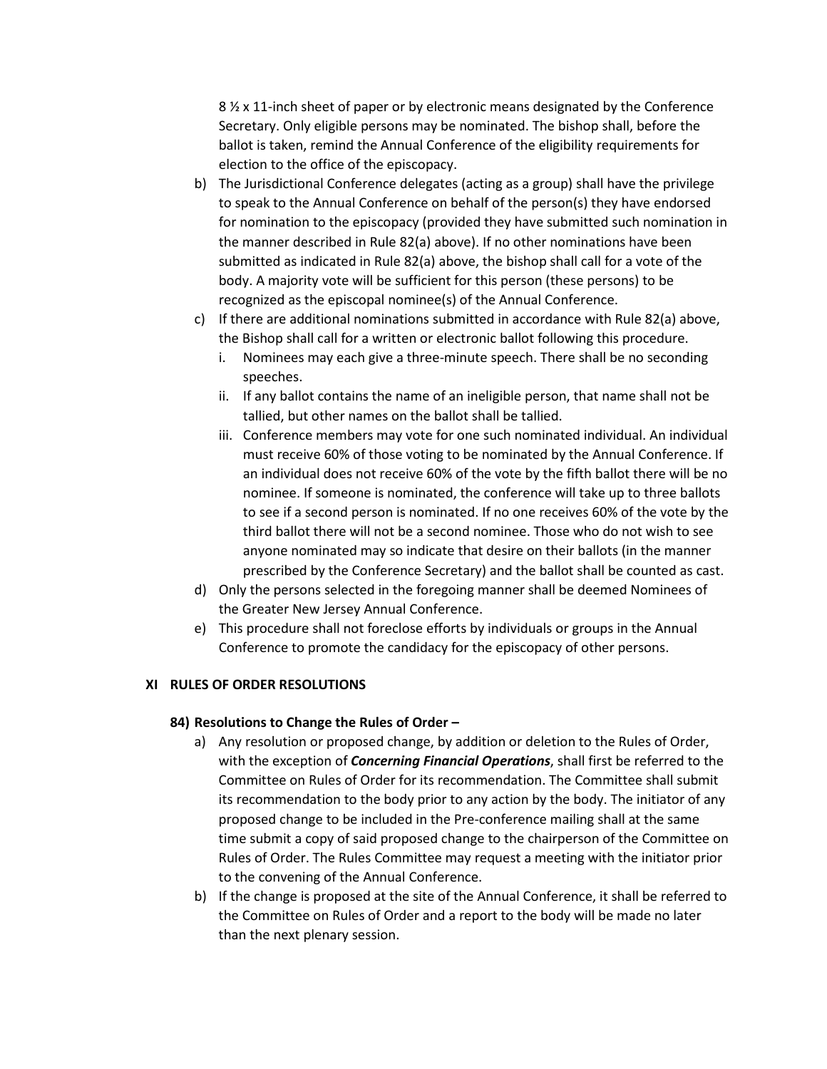8 ½ x 11-inch sheet of paper or by electronic means designated by the Conference Secretary. Only eligible persons may be nominated. The bishop shall, before the ballot is taken, remind the Annual Conference of the eligibility requirements for election to the office of the episcopacy.

b) The Jurisdictional Conference delegates (acting as a group) shall have the privilege to speak to the Annual Conference on behalf of the person(s) they have endorsed for nomination to the episcopacy (provided they have submitted such nomination in the manner described in Rule 82(a) above). If no other nominations have been submitted as indicated in Rule 82(a) above, the bishop shall call for a vote of the body. A majority vote will be sufficient for this person (these persons) to be recognized as the episcopal nominee(s) of the Annual Conference.

c) If there are additional nominations submitted in accordance with Rule 82(a) above, the Bishop shall call for a written or electronic ballot following this procedure.
   i. Nominees may each give a three-minute speech. There shall be no seconding speeches.
   ii. If any ballot contains the name of an ineligible person, that name shall not be tallied, but other names on the ballot shall be tallied.
   iii. Conference members may vote for one such nominated individual. An individual must receive 60% of those voting to be nominated by the Annual Conference. If an individual does not receive 60% of the vote by the fifth ballot there will be no nominee. If someone is nominated, the conference will take up to three ballots to see if a second person is nominated. If no one receives 60% of the vote by the third ballot there will not be a second nominee. Those who do not wish to see anyone nominated may so indicate that desire on their ballots (in the manner prescribed by the Conference Secretary) and the ballot shall be counted as cast.

d) Only the persons selected in the foregoing manner shall be deemed Nominees of the Greater New Jersey Annual Conference.

e) This procedure shall not foreclose efforts by individuals or groups in the Annual Conference to promote the candidacy for the episcopacy of other persons.

## XI RULES OF ORDER RESOLUTIONS

### 84) Resolutions to Change the Rules of Order –

a) Any resolution or proposed change, by addition or deletion to the Rules of Order, with the exception of ***Concerning Financial Operations***, shall first be referred to the Committee on Rules of Order for its recommendation. The Committee shall submit its recommendation to the body prior to any action by the body. The initiator of any proposed change to be included in the Pre-conference mailing shall at the same time submit a copy of said proposed change to the chairperson of the Committee on Rules of Order. The Rules Committee may request a meeting with the initiator prior to the convening of the Annual Conference.

b) If the change is proposed at the site of the Annual Conference, it shall be referred to the Committee on Rules of Order and a report to the body will be made no later than the next plenary session.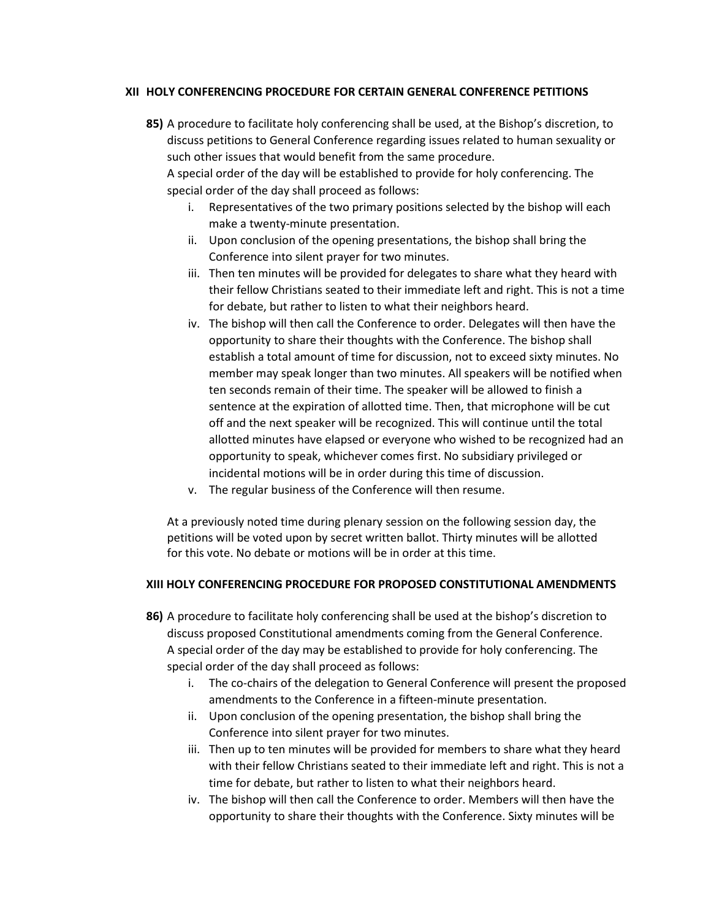## XII HOLY CONFERENCING PROCEDURE FOR CERTAIN GENERAL CONFERENCE PETITIONS

**85)** A procedure to facilitate holy conferencing shall be used, at the Bishop's discretion, to discuss petitions to General Conference regarding issues related to human sexuality or such other issues that would benefit from the same procedure.
A special order of the day will be established to provide for holy conferencing. The special order of the day shall proceed as follows:

i. Representatives of the two primary positions selected by the bishop will each make a twenty-minute presentation.
ii. Upon conclusion of the opening presentations, the bishop shall bring the Conference into silent prayer for two minutes.
iii. Then ten minutes will be provided for delegates to share what they heard with their fellow Christians seated to their immediate left and right. This is not a time for debate, but rather to listen to what their neighbors heard.
iv. The bishop will then call the Conference to order. Delegates will then have the opportunity to share their thoughts with the Conference. The bishop shall establish a total amount of time for discussion, not to exceed sixty minutes. No member may speak longer than two minutes. All speakers will be notified when ten seconds remain of their time. The speaker will be allowed to finish a sentence at the expiration of allotted time. Then, that microphone will be cut off and the next speaker will be recognized. This will continue until the total allotted minutes have elapsed or everyone who wished to be recognized had an opportunity to speak, whichever comes first. No subsidiary privileged or incidental motions will be in order during this time of discussion.
v. The regular business of the Conference will then resume.

At a previously noted time during plenary session on the following session day, the petitions will be voted upon by secret written ballot. Thirty minutes will be allotted for this vote. No debate or motions will be in order at this time.

## XIII HOLY CONFERENCING PROCEDURE FOR PROPOSED CONSTITUTIONAL AMENDMENTS

**86)** A procedure to facilitate holy conferencing shall be used at the bishop's discretion to discuss proposed Constitutional amendments coming from the General Conference.
A special order of the day may be established to provide for holy conferencing. The special order of the day shall proceed as follows:

i. The co-chairs of the delegation to General Conference will present the proposed amendments to the Conference in a fifteen-minute presentation.
ii. Upon conclusion of the opening presentation, the bishop shall bring the Conference into silent prayer for two minutes.
iii. Then up to ten minutes will be provided for members to share what they heard with their fellow Christians seated to their immediate left and right. This is not a time for debate, but rather to listen to what their neighbors heard.
iv. The bishop will then call the Conference to order. Members will then have the opportunity to share their thoughts with the Conference. Sixty minutes will be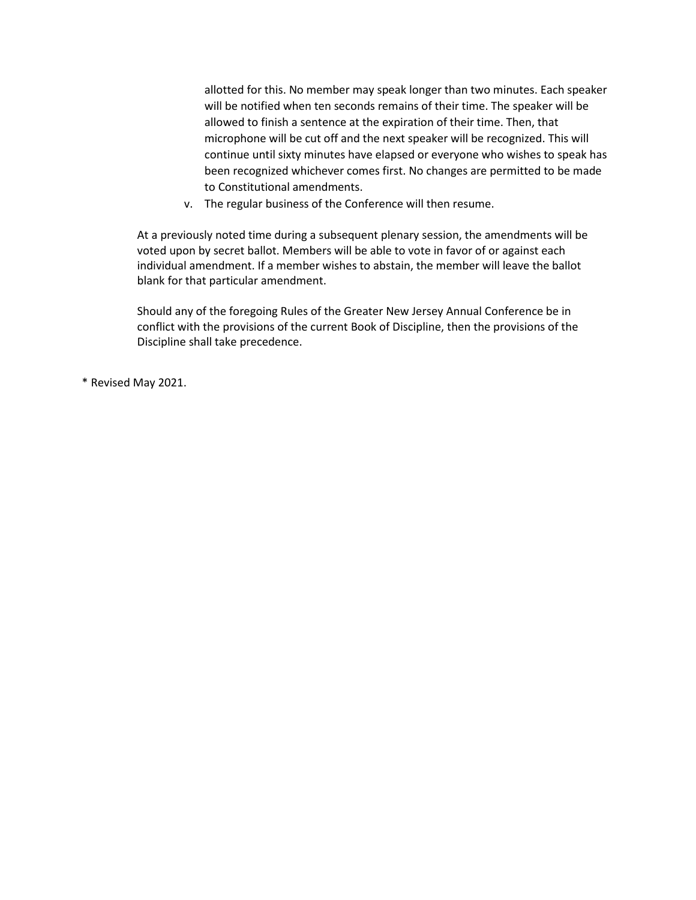allotted for this. No member may speak longer than two minutes. Each speaker will be notified when ten seconds remains of their time. The speaker will be allowed to finish a sentence at the expiration of their time. Then, that microphone will be cut off and the next speaker will be recognized. This will continue until sixty minutes have elapsed or everyone who wishes to speak has been recognized whichever comes first. No changes are permitted to be made to Constitutional amendments.

v. The regular business of the Conference will then resume.

At a previously noted time during a subsequent plenary session, the amendments will be voted upon by secret ballot. Members will be able to vote in favor of or against each individual amendment. If a member wishes to abstain, the member will leave the ballot blank for that particular amendment.

Should any of the foregoing Rules of the Greater New Jersey Annual Conference be in conflict with the provisions of the current Book of Discipline, then the provisions of the Discipline shall take precedence.

* Revised May 2021.